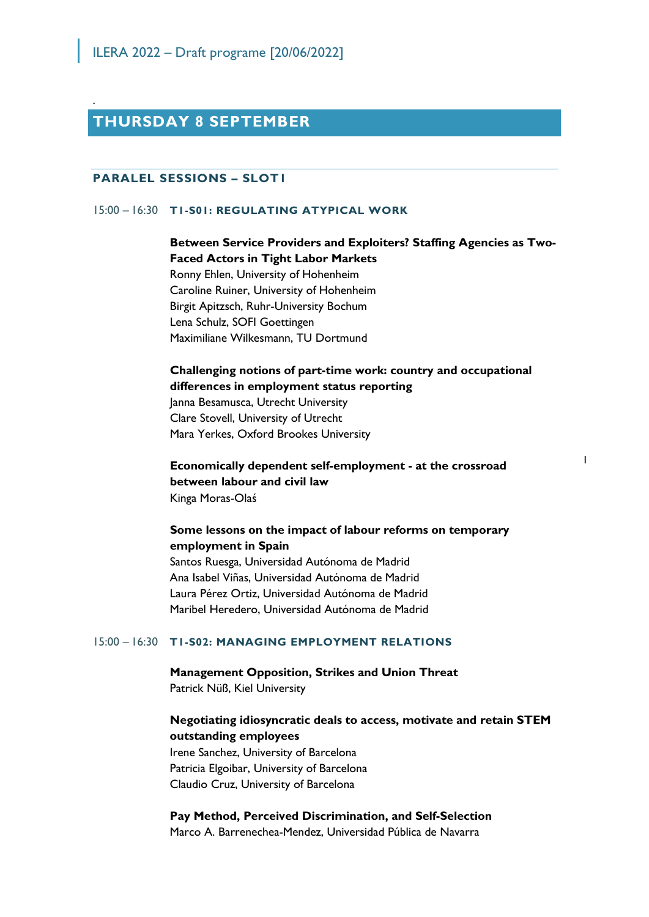# THURSDAY 8 SEPTEMBER

## PARALEL SESSIONS – SLOT1

### 15:00 – 16:30 T1-S01: REGULATING ATYPICAL WORK

**Between Service Providers and Exploiters? Staffing Agencies as Two-Faced Actors in Tight Labor Markets**
Ronny Ehlen, University of Hohenheim
Caroline Ruiner, University of Hohenheim
Birgit Apitzsch, Ruhr-University Bochum
Lena Schulz, SOFI Goettingen
Maximiliane Wilkesmann, TU Dortmund

**Challenging notions of part-time work: country and occupational differences in employment status reporting**
Janna Besamusca, Utrecht University
Clare Stovell, University of Utrecht
Mara Yerkes, Oxford Brookes University

**Economically dependent self-employment - at the crossroad between labour and civil law**
Kinga Moras-Olaś

**Some lessons on the impact of labour reforms on temporary employment in Spain**
Santos Ruesga, Universidad Autónoma de Madrid
Ana Isabel Viñas, Universidad Autónoma de Madrid
Laura Pérez Ortiz, Universidad Autónoma de Madrid
Maribel Heredero, Universidad Autónoma de Madrid

### 15:00 – 16:30 T1-S02: MANAGING EMPLOYMENT RELATIONS

**Management Opposition, Strikes and Union Threat**
Patrick Nüß, Kiel University

**Negotiating idiosyncratic deals to access, motivate and retain STEM outstanding employees**
Irene Sanchez, University of Barcelona
Patricia Elgoibar, University of Barcelona
Claudio Cruz, University of Barcelona

**Pay Method, Perceived Discrimination, and Self-Selection**
Marco A. Barrenechea-Mendez, Universidad Pública de Navarra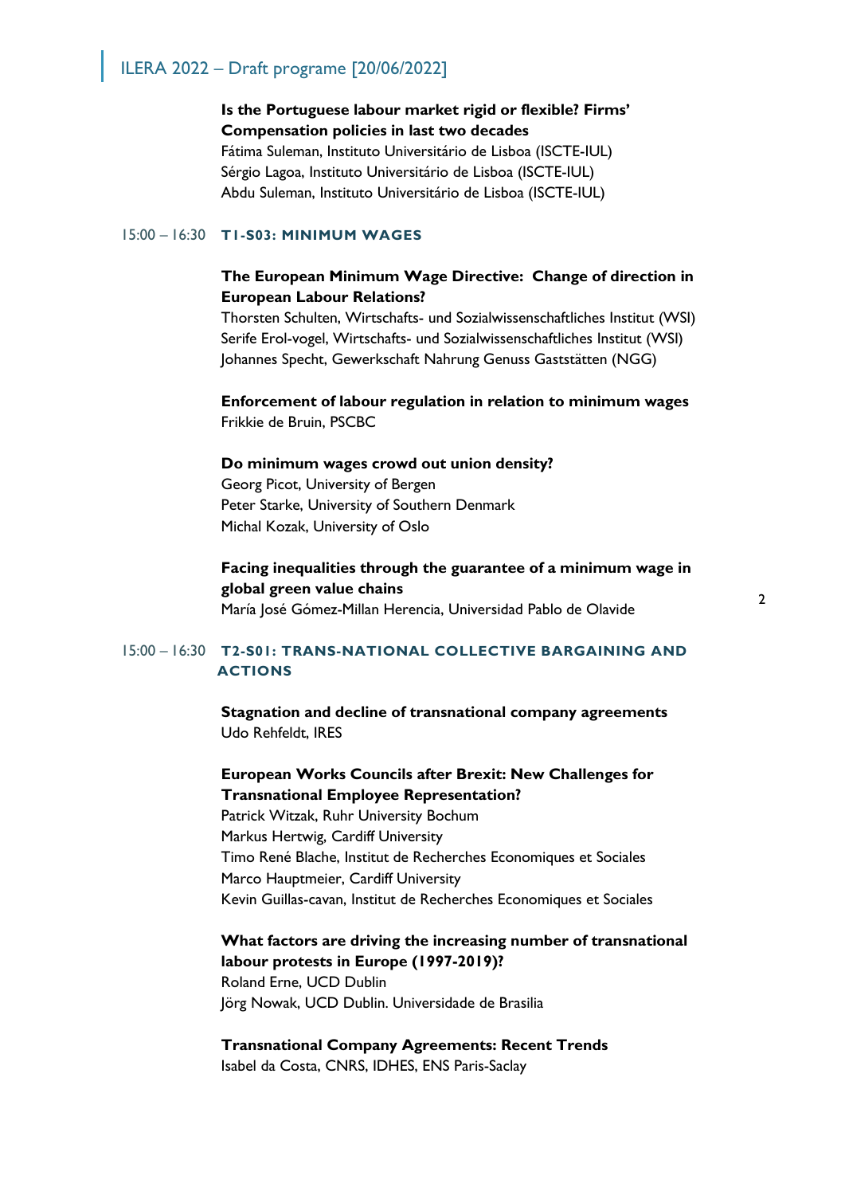**Is the Portuguese labour market rigid or flexible? Firms' Compensation policies in last two decades**
Fátima Suleman, Instituto Universitário de Lisboa (ISCTE-IUL)
Sérgio Lagoa, Instituto Universitário de Lisboa (ISCTE-IUL)
Abdu Suleman, Instituto Universitário de Lisboa (ISCTE-IUL)

## 15:00 – 16:30 T1-S03: MINIMUM WAGES

**The European Minimum Wage Directive: Change of direction in European Labour Relations?**
Thorsten Schulten, Wirtschafts- und Sozialwissenschaftliches Institut (WSI)
Serife Erol-vogel, Wirtschafts- und Sozialwissenschaftliches Institut (WSI)
Johannes Specht, Gewerkschaft Nahrung Genuss Gaststätten (NGG)

**Enforcement of labour regulation in relation to minimum wages**
Frikkie de Bruin, PSCBC

**Do minimum wages crowd out union density?**
Georg Picot, University of Bergen
Peter Starke, University of Southern Denmark
Michal Kozak, University of Oslo

**Facing inequalities through the guarantee of a minimum wage in global green value chains**
María José Gómez-Millan Herencia, Universidad Pablo de Olavide

## 15:00 – 16:30 T2-S01: TRANS-NATIONAL COLLECTIVE BARGAINING AND ACTIONS

**Stagnation and decline of transnational company agreements**
Udo Rehfeldt, IRES

**European Works Councils after Brexit: New Challenges for Transnational Employee Representation?**
Patrick Witzak, Ruhr University Bochum
Markus Hertwig, Cardiff University
Timo René Blache, Institut de Recherches Economiques et Sociales
Marco Hauptmeier, Cardiff University
Kevin Guillas-cavan, Institut de Recherches Economiques et Sociales

**What factors are driving the increasing number of transnational labour protests in Europe (1997-2019)?**
Roland Erne, UCD Dublin
Jörg Nowak, UCD Dublin. Universidade de Brasilia

**Transnational Company Agreements: Recent Trends**
Isabel da Costa, CNRS, IDHES, ENS Paris-Saclay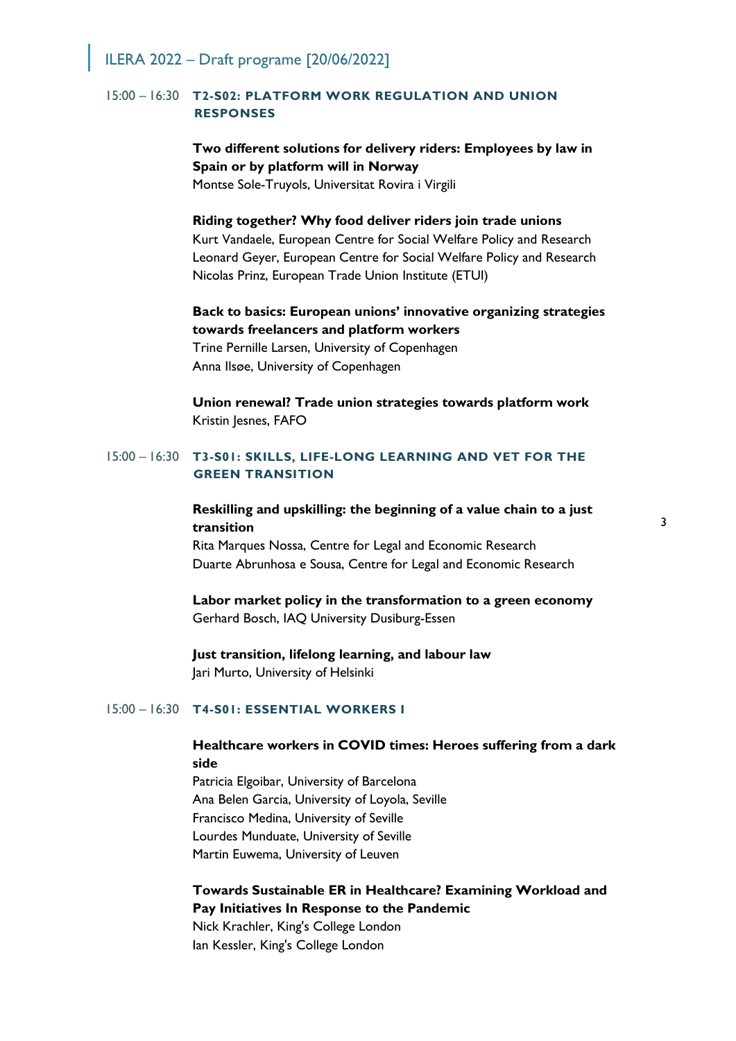15:00 – 16:30 **T2-S02: PLATFORM WORK REGULATION AND UNION RESPONSES**

**Two different solutions for delivery riders: Employees by law in Spain or by platform will in Norway**
Montse Sole-Truyols, Universitat Rovira i Virgili

**Riding together? Why food deliver riders join trade unions**
Kurt Vandaele, European Centre for Social Welfare Policy and Research
Leonard Geyer, European Centre for Social Welfare Policy and Research
Nicolas Prinz, European Trade Union Institute (ETUI)

**Back to basics: European unions' innovative organizing strategies towards freelancers and platform workers**
Trine Pernille Larsen, University of Copenhagen
Anna Ilsøe, University of Copenhagen

**Union renewal? Trade union strategies towards platform work**
Kristin Jesnes, FAFO

15:00 – 16:30 **T3-S01: SKILLS, LIFE-LONG LEARNING AND VET FOR THE GREEN TRANSITION**

**Reskilling and upskilling: the beginning of a value chain to a just transition**
Rita Marques Nossa, Centre for Legal and Economic Research
Duarte Abrunhosa e Sousa, Centre for Legal and Economic Research

**Labor market policy in the transformation to a green economy**
Gerhard Bosch, IAQ University Dusiburg-Essen

**Just transition, lifelong learning, and labour law**
Jari Murto, University of Helsinki

15:00 – 16:30 **T4-S01: ESSENTIAL WORKERS I**

**Healthcare workers in COVID times: Heroes suffering from a dark side**
Patricia Elgoibar, University of Barcelona
Ana Belen Garcia, University of Loyola, Seville
Francisco Medina, University of Seville
Lourdes Munduate, University of Seville
Martin Euwema, University of Leuven

**Towards Sustainable ER in Healthcare? Examining Workload and Pay Initiatives In Response to the Pandemic**
Nick Krachler, King's College London
Ian Kessler, King's College London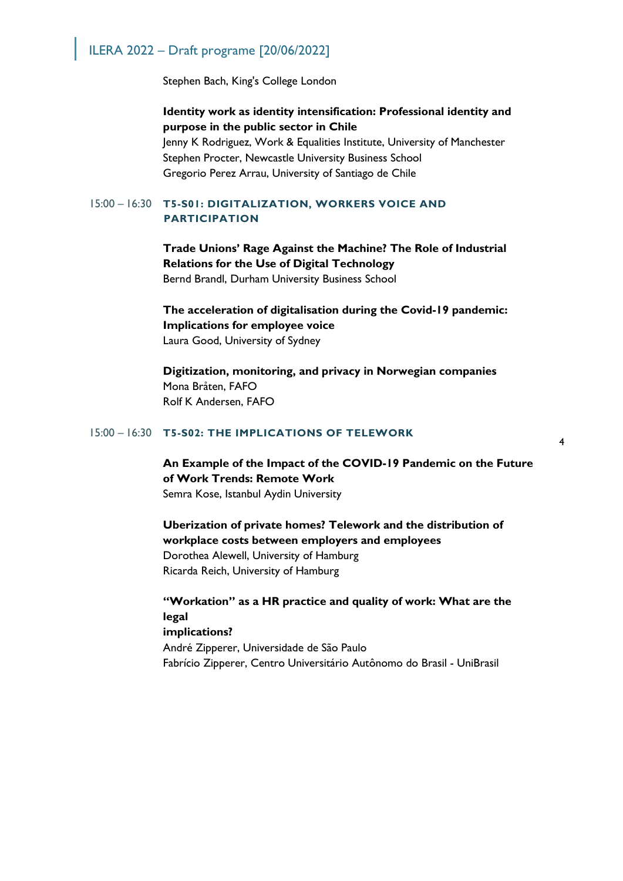Stephen Bach, King's College London

**Identity work as identity intensification: Professional identity and purpose in the public sector in Chile**
Jenny K Rodriguez, Work & Equalities Institute, University of Manchester
Stephen Procter, Newcastle University Business School
Gregorio Perez Arrau, University of Santiago de Chile

15:00 – 16:30 **T5-S01: DIGITALIZATION, WORKERS VOICE AND PARTICIPATION**

**Trade Unions' Rage Against the Machine? The Role of Industrial Relations for the Use of Digital Technology**
Bernd Brandl, Durham University Business School

**The acceleration of digitalisation during the Covid-19 pandemic: Implications for employee voice**
Laura Good, University of Sydney

**Digitization, monitoring, and privacy in Norwegian companies**
Mona Bråten, FAFO
Rolf K Andersen, FAFO

15:00 – 16:30 **T5-S02: THE IMPLICATIONS OF TELEWORK**

**An Example of the Impact of the COVID-19 Pandemic on the Future of Work Trends: Remote Work**
Semra Kose, Istanbul Aydin University

**Uberization of private homes? Telework and the distribution of workplace costs between employers and employees**
Dorothea Alewell, University of Hamburg
Ricarda Reich, University of Hamburg

**"Workation" as a HR practice and quality of work: What are the legal implications?**
André Zipperer, Universidade de São Paulo
Fabrício Zipperer, Centro Universitário Autônomo do Brasil - UniBrasil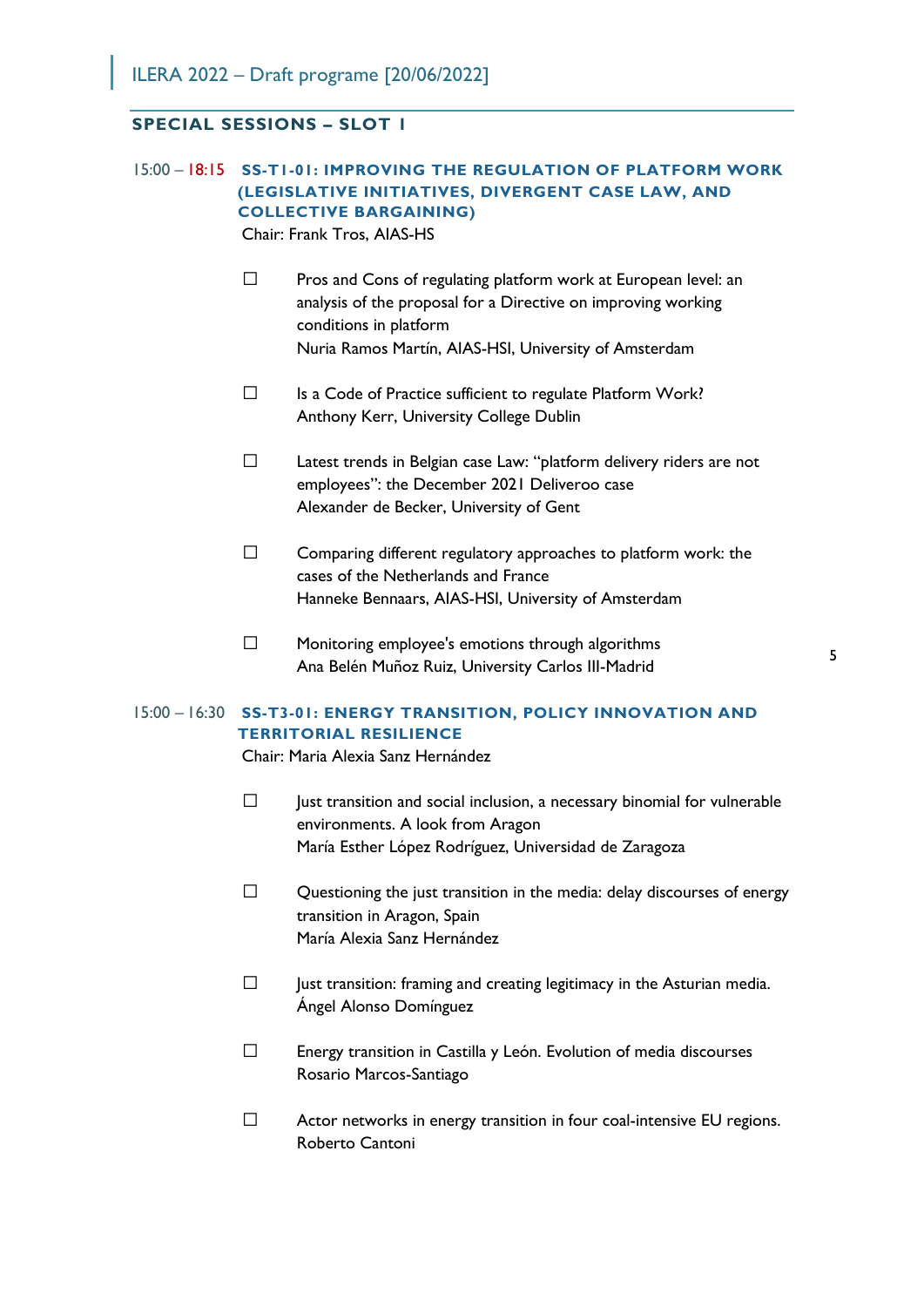## SPECIAL SESSIONS – SLOT I

### 15:00 – 18:15 SS-T1-01: IMPROVING THE REGULATION OF PLATFORM WORK (LEGISLATIVE INITIATIVES, DIVERGENT CASE LAW, AND COLLECTIVE BARGAINING)

Chair: Frank Tros, AIAS-HS

- ☐ Pros and Cons of regulating platform work at European level: an analysis of the proposal for a Directive on improving working conditions in platform
  Nuria Ramos Martín, AIAS-HSI, University of Amsterdam

- ☐ Is a Code of Practice sufficient to regulate Platform Work?
  Anthony Kerr, University College Dublin

- ☐ Latest trends in Belgian case Law: "platform delivery riders are not employees": the December 2021 Deliveroo case
  Alexander de Becker, University of Gent

- ☐ Comparing different regulatory approaches to platform work: the cases of the Netherlands and France
  Hanneke Bennaars, AIAS-HSI, University of Amsterdam

- ☐ Monitoring employee's emotions through algorithms
  Ana Belén Muñoz Ruiz, University Carlos III-Madrid

### 15:00 – 16:30 SS-T3-01: ENERGY TRANSITION, POLICY INNOVATION AND TERRITORIAL RESILIENCE

Chair: Maria Alexia Sanz Hernández

- ☐ Just transition and social inclusion, a necessary binomial for vulnerable environments. A look from Aragon
  María Esther López Rodríguez, Universidad de Zaragoza

- ☐ Questioning the just transition in the media: delay discourses of energy transition in Aragon, Spain
  María Alexia Sanz Hernández

- ☐ Just transition: framing and creating legitimacy in the Asturian media.
  Ángel Alonso Domínguez

- ☐ Energy transition in Castilla y León. Evolution of media discourses
  Rosario Marcos-Santiago

- ☐ Actor networks in energy transition in four coal-intensive EU regions.
  Roberto Cantoni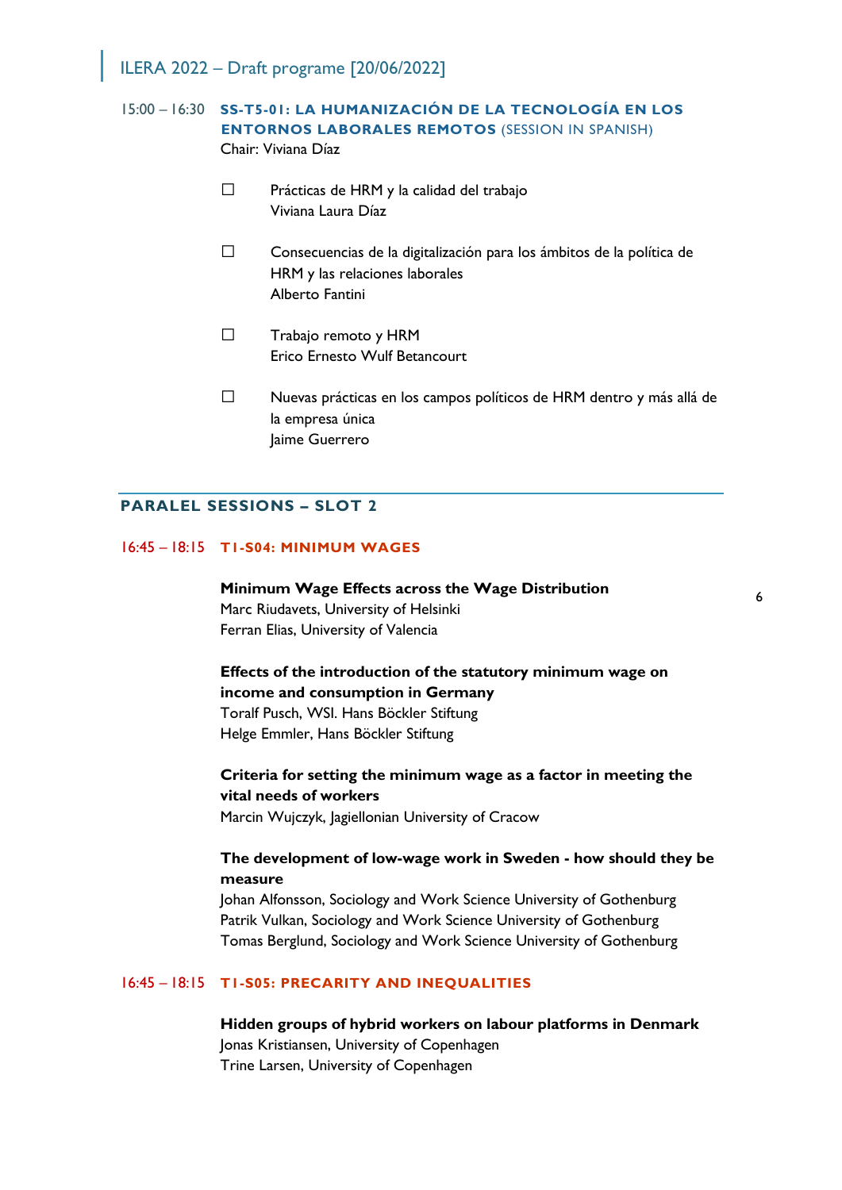15:00 – 16:30 **SS-T5-01: LA HUMANIZACIÓN DE LA TECNOLOGÍA EN LOS ENTORNOS LABORALES REMOTOS** (SESSION IN SPANISH)
Chair: Viviana Díaz

- ☐ Prácticas de HRM y la calidad del trabajo
  Viviana Laura Díaz
- ☐ Consecuencias de la digitalización para los ámbitos de la política de HRM y las relaciones laborales
  Alberto Fantini
- ☐ Trabajo remoto y HRM
  Erico Ernesto Wulf Betancourt
- ☐ Nuevas prácticas en los campos políticos de HRM dentro y más allá de la empresa única
  Jaime Guerrero

## PARALEL SESSIONS – SLOT 2

### 16:45 – 18:15 T1-S04: MINIMUM WAGES

**Minimum Wage Effects across the Wage Distribution**
Marc Riudavets, University of Helsinki
Ferran Elias, University of Valencia

**Effects of the introduction of the statutory minimum wage on income and consumption in Germany**
Toralf Pusch, WSI. Hans Böckler Stiftung
Helge Emmler, Hans Böckler Stiftung

**Criteria for setting the minimum wage as a factor in meeting the vital needs of workers**
Marcin Wujczyk, Jagiellonian University of Cracow

**The development of low-wage work in Sweden - how should they be measure**
Johan Alfonsson, Sociology and Work Science University of Gothenburg
Patrik Vulkan, Sociology and Work Science University of Gothenburg
Tomas Berglund, Sociology and Work Science University of Gothenburg

### 16:45 – 18:15 T1-S05: PRECARITY AND INEQUALITIES

**Hidden groups of hybrid workers on labour platforms in Denmark**
Jonas Kristiansen, University of Copenhagen
Trine Larsen, University of Copenhagen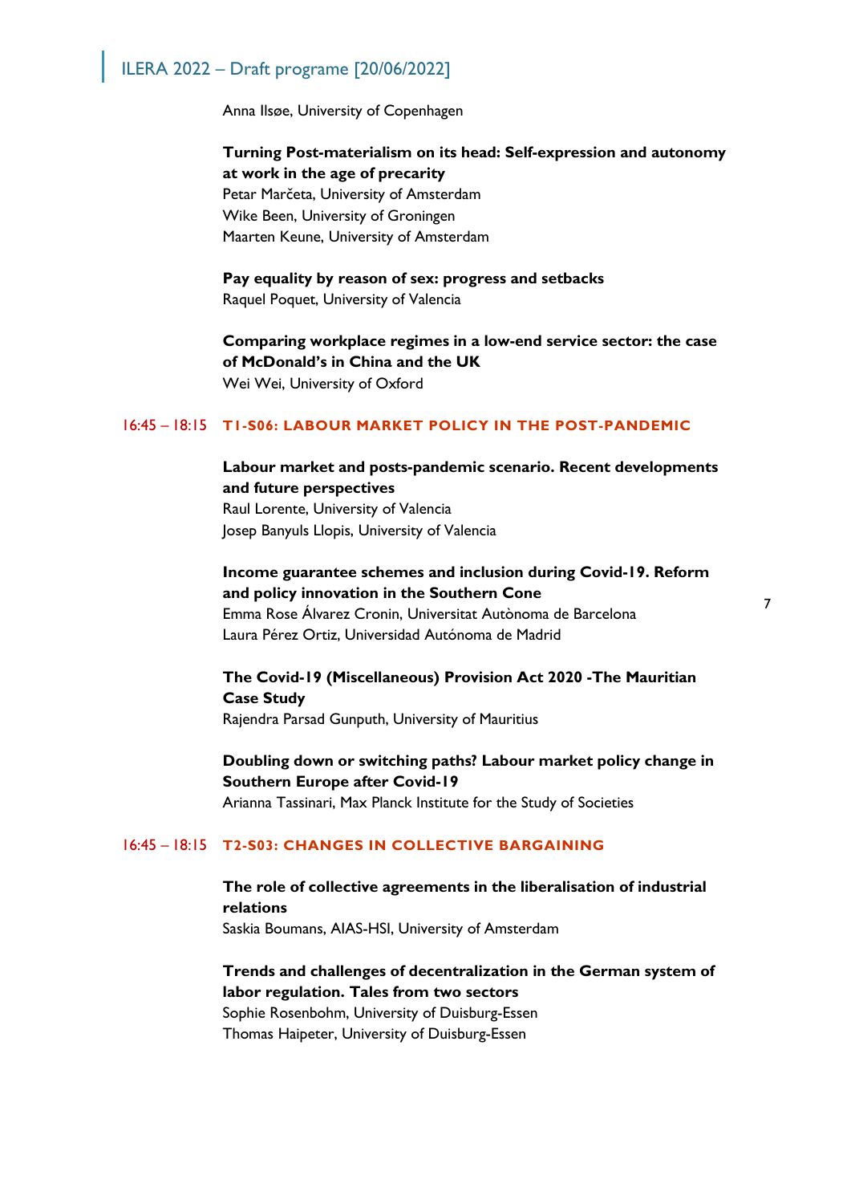Anna Ilsøe, University of Copenhagen

**Turning Post-materialism on its head: Self-expression and autonomy at work in the age of precarity**
Petar Marčeta, University of Amsterdam
Wike Been, University of Groningen
Maarten Keune, University of Amsterdam

**Pay equality by reason of sex: progress and setbacks**
Raquel Poquet, University of Valencia

**Comparing workplace regimes in a low-end service sector: the case of McDonald's in China and the UK**
Wei Wei, University of Oxford

## 16:45 – 18:15 T1-S06: LABOUR MARKET POLICY IN THE POST-PANDEMIC

**Labour market and posts-pandemic scenario. Recent developments and future perspectives**
Raul Lorente, University of Valencia
Josep Banyuls Llopis, University of Valencia

**Income guarantee schemes and inclusion during Covid-19. Reform and policy innovation in the Southern Cone**
Emma Rose Álvarez Cronin, Universitat Autònoma de Barcelona
Laura Pérez Ortiz, Universidad Autónoma de Madrid

**The Covid-19 (Miscellaneous) Provision Act 2020 -The Mauritian Case Study**
Rajendra Parsad Gunputh, University of Mauritius

**Doubling down or switching paths? Labour market policy change in Southern Europe after Covid-19**
Arianna Tassinari, Max Planck Institute for the Study of Societies

## 16:45 – 18:15 T2-S03: CHANGES IN COLLECTIVE BARGAINING

**The role of collective agreements in the liberalisation of industrial relations**
Saskia Boumans, AIAS-HSI, University of Amsterdam

**Trends and challenges of decentralization in the German system of labor regulation. Tales from two sectors**
Sophie Rosenbohm, University of Duisburg-Essen
Thomas Haipeter, University of Duisburg-Essen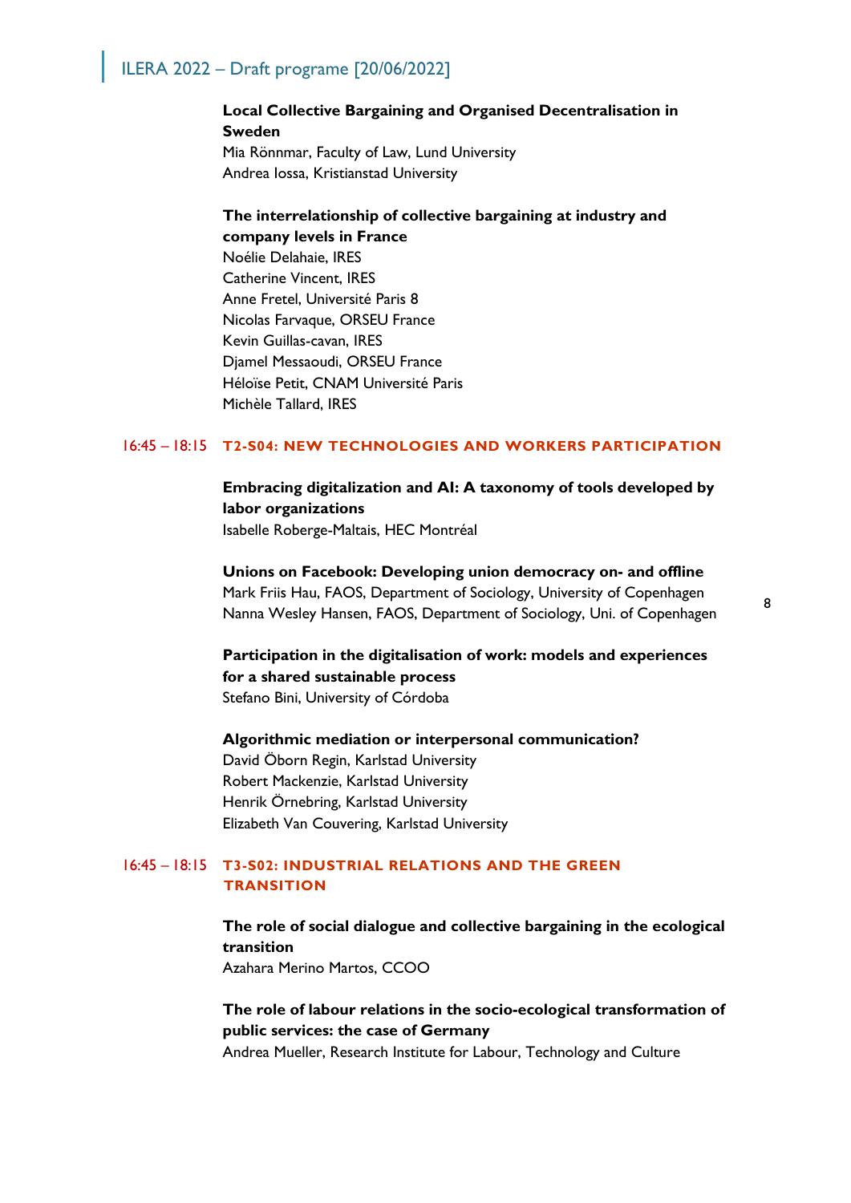**Local Collective Bargaining and Organised Decentralisation in Sweden**
Mia Rönnmar, Faculty of Law, Lund University
Andrea Iossa, Kristianstad University

**The interrelationship of collective bargaining at industry and company levels in France**
Noélie Delahaie, IRES
Catherine Vincent, IRES
Anne Fretel, Université Paris 8
Nicolas Farvaque, ORSEU France
Kevin Guillas-cavan, IRES
Djamel Messaoudi, ORSEU France
Héloïse Petit, CNAM Université Paris
Michèle Tallard, IRES

## 16:45 – 18:15 T2-S04: NEW TECHNOLOGIES AND WORKERS PARTICIPATION

**Embracing digitalization and AI: A taxonomy of tools developed by labor organizations**
Isabelle Roberge-Maltais, HEC Montréal

**Unions on Facebook: Developing union democracy on- and offline**
Mark Friis Hau, FAOS, Department of Sociology, University of Copenhagen
Nanna Wesley Hansen, FAOS, Department of Sociology, Uni. of Copenhagen

**Participation in the digitalisation of work: models and experiences for a shared sustainable process**
Stefano Bini, University of Córdoba

**Algorithmic mediation or interpersonal communication?**
David Öborn Regin, Karlstad University
Robert Mackenzie, Karlstad University
Henrik Örnebring, Karlstad University
Elizabeth Van Couvering, Karlstad University

## 16:45 – 18:15 T3-S02: INDUSTRIAL RELATIONS AND THE GREEN TRANSITION

**The role of social dialogue and collective bargaining in the ecological transition**
Azahara Merino Martos, CCOO

**The role of labour relations in the socio-ecological transformation of public services: the case of Germany**
Andrea Mueller, Research Institute for Labour, Technology and Culture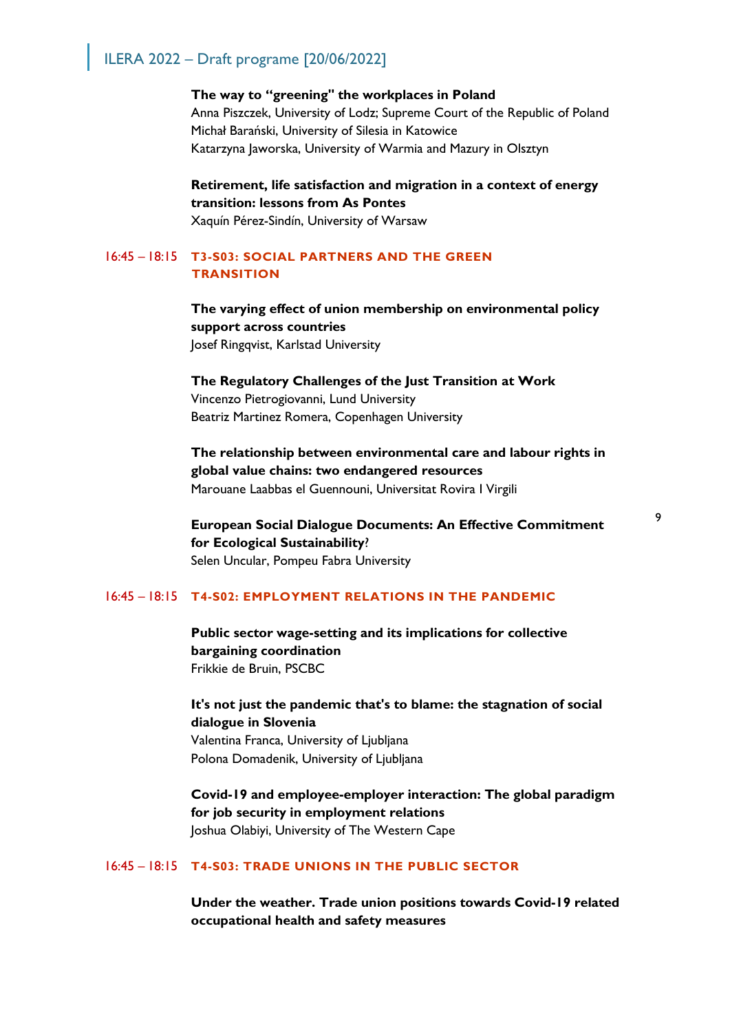**The way to "greening" the workplaces in Poland**
Anna Piszczek, University of Lodz; Supreme Court of the Republic of Poland
Michał Barański, University of Silesia in Katowice
Katarzyna Jaworska, University of Warmia and Mazury in Olsztyn

**Retirement, life satisfaction and migration in a context of energy transition: lessons from As Pontes**
Xaquín Pérez-Sindín, University of Warsaw

16:45 – 18:15 **T3-S03: SOCIAL PARTNERS AND THE GREEN TRANSITION**

**The varying effect of union membership on environmental policy support across countries**
Josef Ringqvist, Karlstad University

**The Regulatory Challenges of the Just Transition at Work**
Vincenzo Pietrogiovanni, Lund University
Beatriz Martinez Romera, Copenhagen University

**The relationship between environmental care and labour rights in global value chains: two endangered resources**
Marouane Laabbas el Guennouni, Universitat Rovira I Virgili

**European Social Dialogue Documents: An Effective Commitment for Ecological Sustainability**?
Selen Uncular, Pompeu Fabra University

16:45 – 18:15 **T4-S02: EMPLOYMENT RELATIONS IN THE PANDEMIC**

**Public sector wage-setting and its implications for collective bargaining coordination**
Frikkie de Bruin, PSCBC

**It's not just the pandemic that's to blame: the stagnation of social dialogue in Slovenia**
Valentina Franca, University of Ljubljana
Polona Domadenik, University of Ljubljana

**Covid-19 and employee-employer interaction: The global paradigm for job security in employment relations**
Joshua Olabiyi, University of The Western Cape

16:45 – 18:15 **T4-S03: TRADE UNIONS IN THE PUBLIC SECTOR**

**Under the weather. Trade union positions towards Covid-19 related occupational health and safety measures**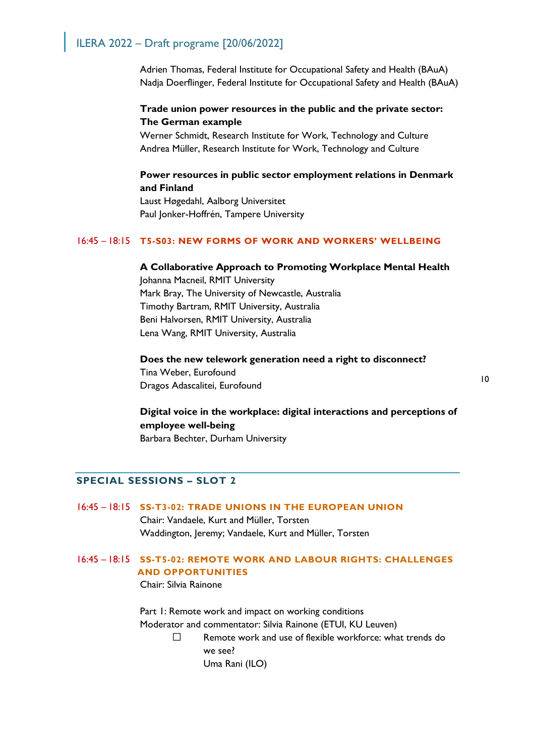Adrien Thomas, Federal Institute for Occupational Safety and Health (BAuA)
Nadja Doerflinger, Federal Institute for Occupational Safety and Health (BAuA)

**Trade union power resources in the public and the private sector: The German example**
Werner Schmidt, Research Institute for Work, Technology and Culture
Andrea Müller, Research Institute for Work, Technology and Culture

**Power resources in public sector employment relations in Denmark and Finland**
Laust Høgedahl, Aalborg Universitet
Paul Jonker-Hoffrén, Tampere University

16:45 – 18:15 **T5-S03: NEW FORMS OF WORK AND WORKERS' WELLBEING**

**A Collaborative Approach to Promoting Workplace Mental Health**
Johanna Macneil, RMIT University
Mark Bray, The University of Newcastle, Australia
Timothy Bartram, RMIT University, Australia
Beni Halvorsen, RMIT University, Australia
Lena Wang, RMIT University, Australia

**Does the new telework generation need a right to disconnect?**
Tina Weber, Eurofound
Dragos Adascalitei, Eurofound

**Digital voice in the workplace: digital interactions and perceptions of employee well-being**
Barbara Bechter, Durham University

## SPECIAL SESSIONS – SLOT 2

16:45 – 18:15 **SS-T3-02: TRADE UNIONS IN THE EUROPEAN UNION**
Chair: Vandaele, Kurt and Müller, Torsten
Waddington, Jeremy; Vandaele, Kurt and Müller, Torsten

16:45 – 18:15 **SS-T5-02: REMOTE WORK AND LABOUR RIGHTS: CHALLENGES AND OPPORTUNITIES**
Chair: Silvia Rainone

Part 1: Remote work and impact on working conditions
Moderator and commentator: Silvia Rainone (ETUI, KU Leuven)

- ☐ Remote work and use of flexible workforce: what trends do we see?
  Uma Rani (ILO)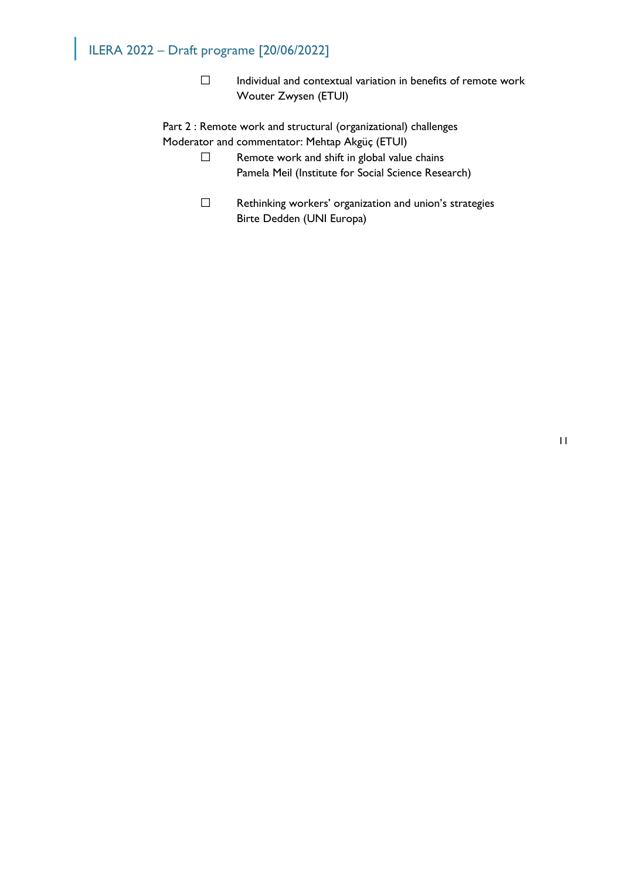- Individual and contextual variation in benefits of remote work
  Wouter Zwysen (ETUI)

Part 2 : Remote work and structural (organizational) challenges
Moderator and commentator: Mehtap Akgüç (ETUI)

- Remote work and shift in global value chains
  Pamela Meil (Institute for Social Science Research)

- Rethinking workers' organization and union's strategies
  Birte Dedden (UNI Europa)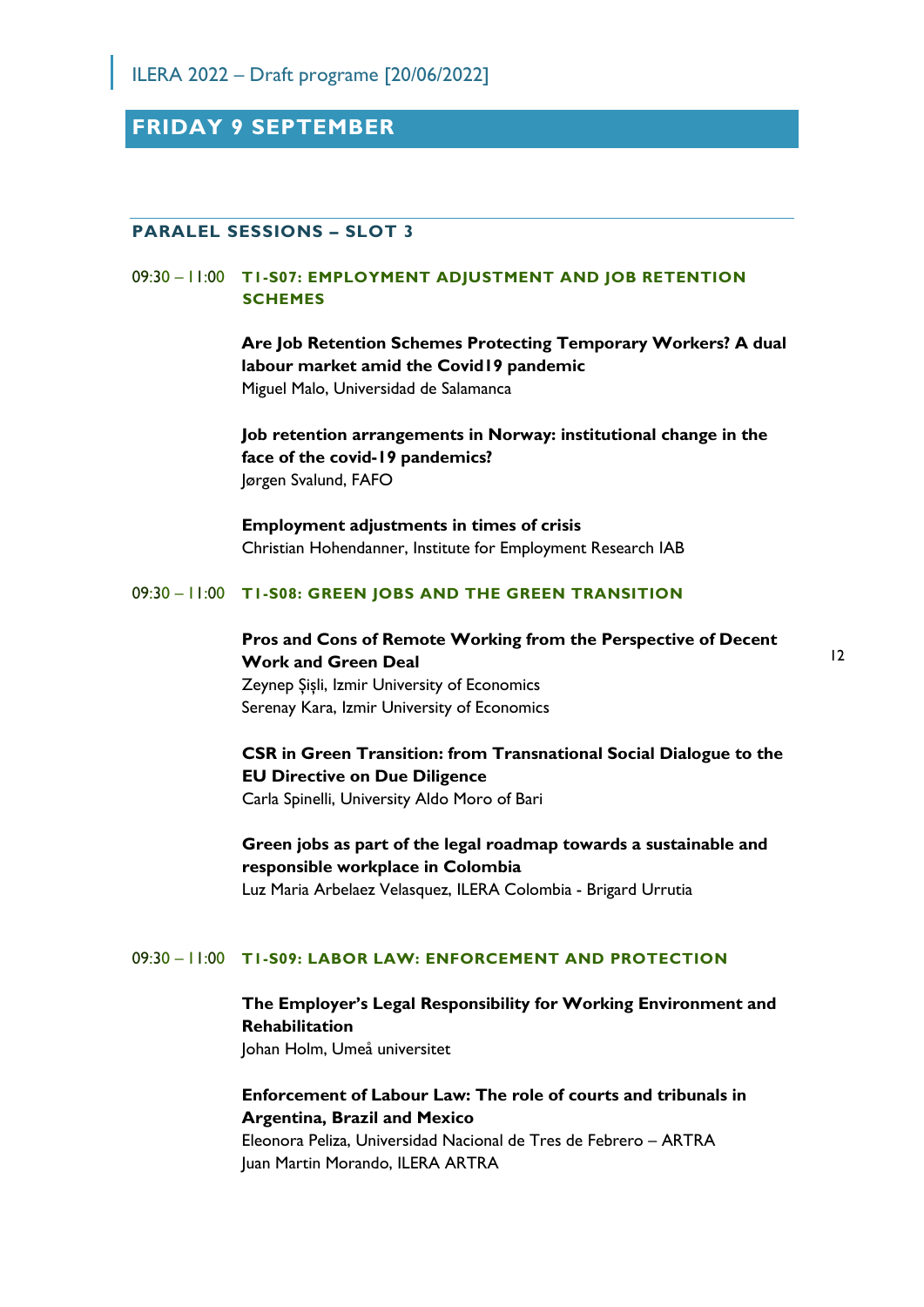## FRIDAY 9 SEPTEMBER

### PARALEL SESSIONS – SLOT 3

09:30 – 11:00 **T1-S07: EMPLOYMENT ADJUSTMENT AND JOB RETENTION SCHEMES**

**Are Job Retention Schemes Protecting Temporary Workers? A dual labour market amid the Covid19 pandemic**
Miguel Malo, Universidad de Salamanca

**Job retention arrangements in Norway: institutional change in the face of the covid-19 pandemics?**
Jørgen Svalund, FAFO

**Employment adjustments in times of crisis**
Christian Hohendanner, Institute for Employment Research IAB

09:30 – 11:00 **T1-S08: GREEN JOBS AND THE GREEN TRANSITION**

**Pros and Cons of Remote Working from the Perspective of Decent Work and Green Deal**
Zeynep Șișli, Izmir University of Economics
Serenay Kara, Izmir University of Economics

**CSR in Green Transition: from Transnational Social Dialogue to the EU Directive on Due Diligence**
Carla Spinelli, University Aldo Moro of Bari

**Green jobs as part of the legal roadmap towards a sustainable and responsible workplace in Colombia**
Luz Maria Arbelaez Velasquez, ILERA Colombia - Brigard Urrutia

09:30 – 11:00 **T1-S09: LABOR LAW: ENFORCEMENT AND PROTECTION**

**The Employer's Legal Responsibility for Working Environment and Rehabilitation**
Johan Holm, Umeå universitet

**Enforcement of Labour Law: The role of courts and tribunals in Argentina, Brazil and Mexico**
Eleonora Peliza, Universidad Nacional de Tres de Febrero – ARTRA
Juan Martin Morando, ILERA ARTRA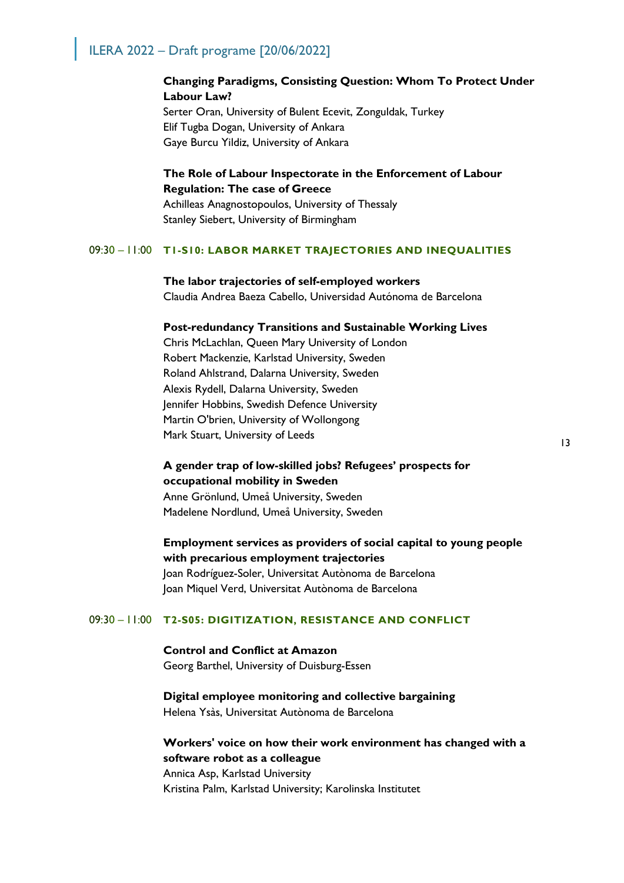**Changing Paradigms, Consisting Question: Whom To Protect Under Labour Law?**
Serter Oran, University of Bulent Ecevit, Zonguldak, Turkey
Elif Tugba Dogan, University of Ankara
Gaye Burcu Yildiz, University of Ankara

**The Role of Labour Inspectorate in the Enforcement of Labour Regulation: The case of Greece**
Achilleas Anagnostopoulos, University of Thessaly
Stanley Siebert, University of Birmingham

### 09:30 – 11:00 T1-S10: LABOR MARKET TRAJECTORIES AND INEQUALITIES

**The labor trajectories of self-employed workers**
Claudia Andrea Baeza Cabello, Universidad Autónoma de Barcelona

**Post-redundancy Transitions and Sustainable Working Lives**
Chris McLachlan, Queen Mary University of London
Robert Mackenzie, Karlstad University, Sweden
Roland Ahlstrand, Dalarna University, Sweden
Alexis Rydell, Dalarna University, Sweden
Jennifer Hobbins, Swedish Defence University
Martin O'brien, University of Wollongong
Mark Stuart, University of Leeds

**A gender trap of low-skilled jobs? Refugees' prospects for occupational mobility in Sweden**
Anne Grönlund, Umeå University, Sweden
Madelene Nordlund, Umeå University, Sweden

**Employment services as providers of social capital to young people with precarious employment trajectories**
Joan Rodríguez-Soler, Universitat Autònoma de Barcelona
Joan Miquel Verd, Universitat Autònoma de Barcelona

### 09:30 – 11:00 T2-S05: DIGITIZATION, RESISTANCE AND CONFLICT

**Control and Conflict at Amazon**
Georg Barthel, University of Duisburg-Essen

**Digital employee monitoring and collective bargaining**
Helena Ysàs, Universitat Autònoma de Barcelona

**Workers' voice on how their work environment has changed with a software robot as a colleague**
Annica Asp, Karlstad University
Kristina Palm, Karlstad University; Karolinska Institutet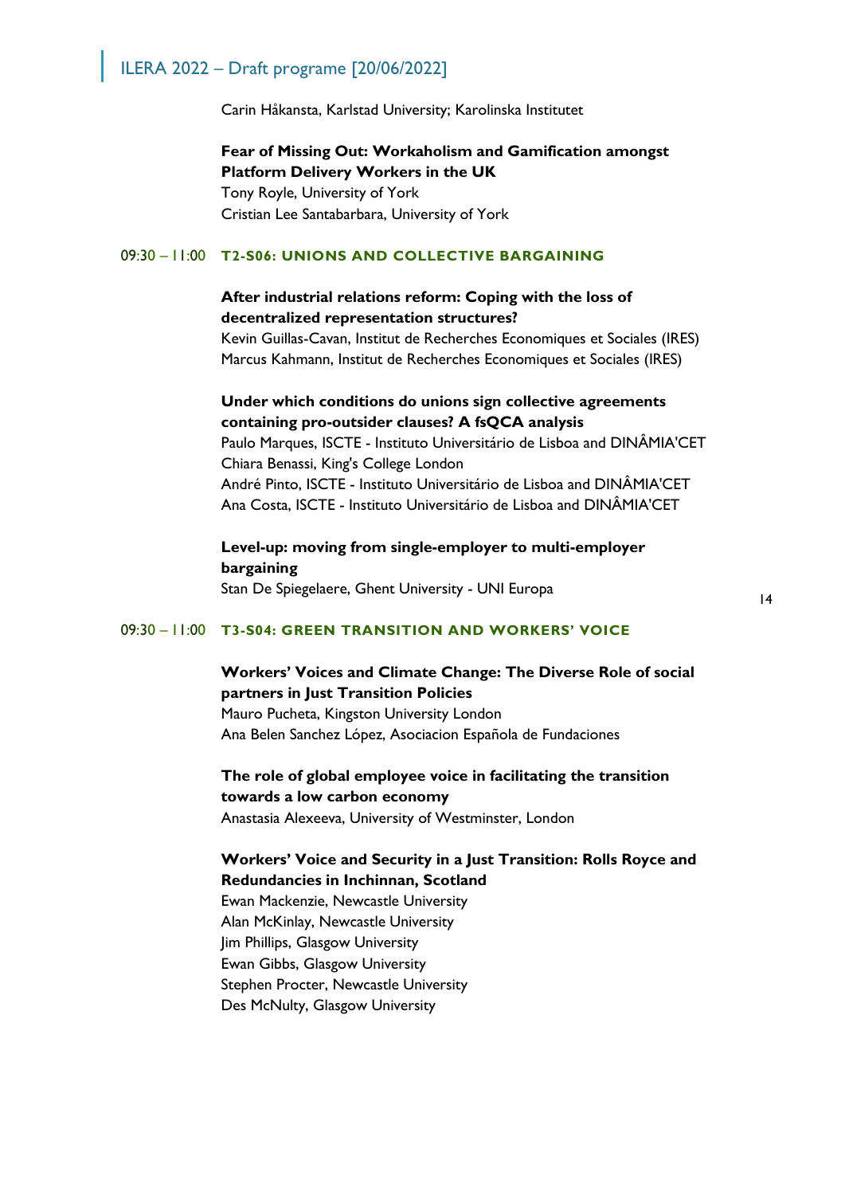Carin Håkansta, Karlstad University; Karolinska Institutet

**Fear of Missing Out: Workaholism and Gamification amongst Platform Delivery Workers in the UK**
Tony Royle, University of York
Cristian Lee Santabarbara, University of York

## 09:30 – 11:00 T2-S06: UNIONS AND COLLECTIVE BARGAINING

**After industrial relations reform: Coping with the loss of decentralized representation structures?**
Kevin Guillas-Cavan, Institut de Recherches Economiques et Sociales (IRES)
Marcus Kahmann, Institut de Recherches Economiques et Sociales (IRES)

**Under which conditions do unions sign collective agreements containing pro-outsider clauses? A fsQCA analysis**
Paulo Marques, ISCTE - Instituto Universitário de Lisboa and DINÂMIA'CET
Chiara Benassi, King's College London
André Pinto, ISCTE - Instituto Universitário de Lisboa and DINÂMIA'CET
Ana Costa, ISCTE - Instituto Universitário de Lisboa and DINÂMIA'CET

**Level-up: moving from single-employer to multi-employer bargaining**
Stan De Spiegelaere, Ghent University - UNI Europa

## 09:30 – 11:00 T3-S04: GREEN TRANSITION AND WORKERS' VOICE

**Workers' Voices and Climate Change: The Diverse Role of social partners in Just Transition Policies**
Mauro Pucheta, Kingston University London
Ana Belen Sanchez López, Asociacion Española de Fundaciones

**The role of global employee voice in facilitating the transition towards a low carbon economy**
Anastasia Alexeeva, University of Westminster, London

**Workers' Voice and Security in a Just Transition: Rolls Royce and Redundancies in Inchinnan, Scotland**
Ewan Mackenzie, Newcastle University
Alan McKinlay, Newcastle University
Jim Phillips, Glasgow University
Ewan Gibbs, Glasgow University
Stephen Procter, Newcastle University
Des McNulty, Glasgow University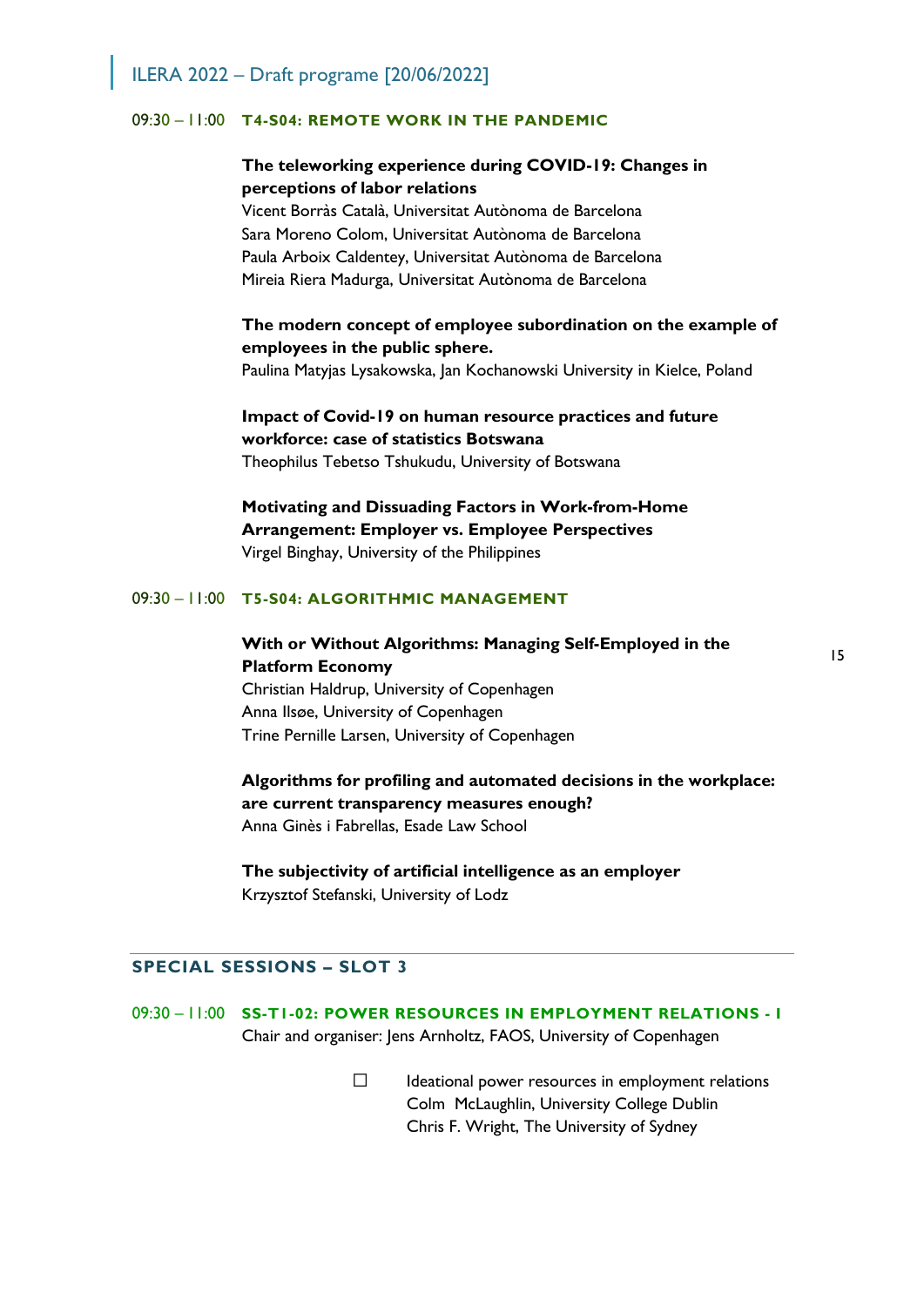09:30 – 11:00 **T4-S04: REMOTE WORK IN THE PANDEMIC**

**The teleworking experience during COVID-19: Changes in perceptions of labor relations**
Vicent Borràs Català, Universitat Autònoma de Barcelona
Sara Moreno Colom, Universitat Autònoma de Barcelona
Paula Arboix Caldentey, Universitat Autònoma de Barcelona
Mireia Riera Madurga, Universitat Autònoma de Barcelona

**The modern concept of employee subordination on the example of employees in the public sphere.**
Paulina Matyjas Lysakowska, Jan Kochanowski University in Kielce, Poland

**Impact of Covid-19 on human resource practices and future workforce: case of statistics Botswana**
Theophilus Tebetso Tshukudu, University of Botswana

**Motivating and Dissuading Factors in Work-from-Home Arrangement: Employer vs. Employee Perspectives**
Virgel Binghay, University of the Philippines

09:30 – 11:00 **T5-S04: ALGORITHMIC MANAGEMENT**

**With or Without Algorithms: Managing Self-Employed in the Platform Economy**
Christian Haldrup, University of Copenhagen
Anna Ilsøe, University of Copenhagen
Trine Pernille Larsen, University of Copenhagen

**Algorithms for profiling and automated decisions in the workplace: are current transparency measures enough?**
Anna Ginès i Fabrellas, Esade Law School

**The subjectivity of artificial intelligence as an employer**
Krzysztof Stefanski, University of Lodz

## SPECIAL SESSIONS – SLOT 3

09:30 – 11:00 **SS-T1-02: POWER RESOURCES IN EMPLOYMENT RELATIONS - I**
Chair and organiser: Jens Arnholtz, FAOS, University of Copenhagen

- Ideational power resources in employment relations
  Colm McLaughlin, University College Dublin
  Chris F. Wright, The University of Sydney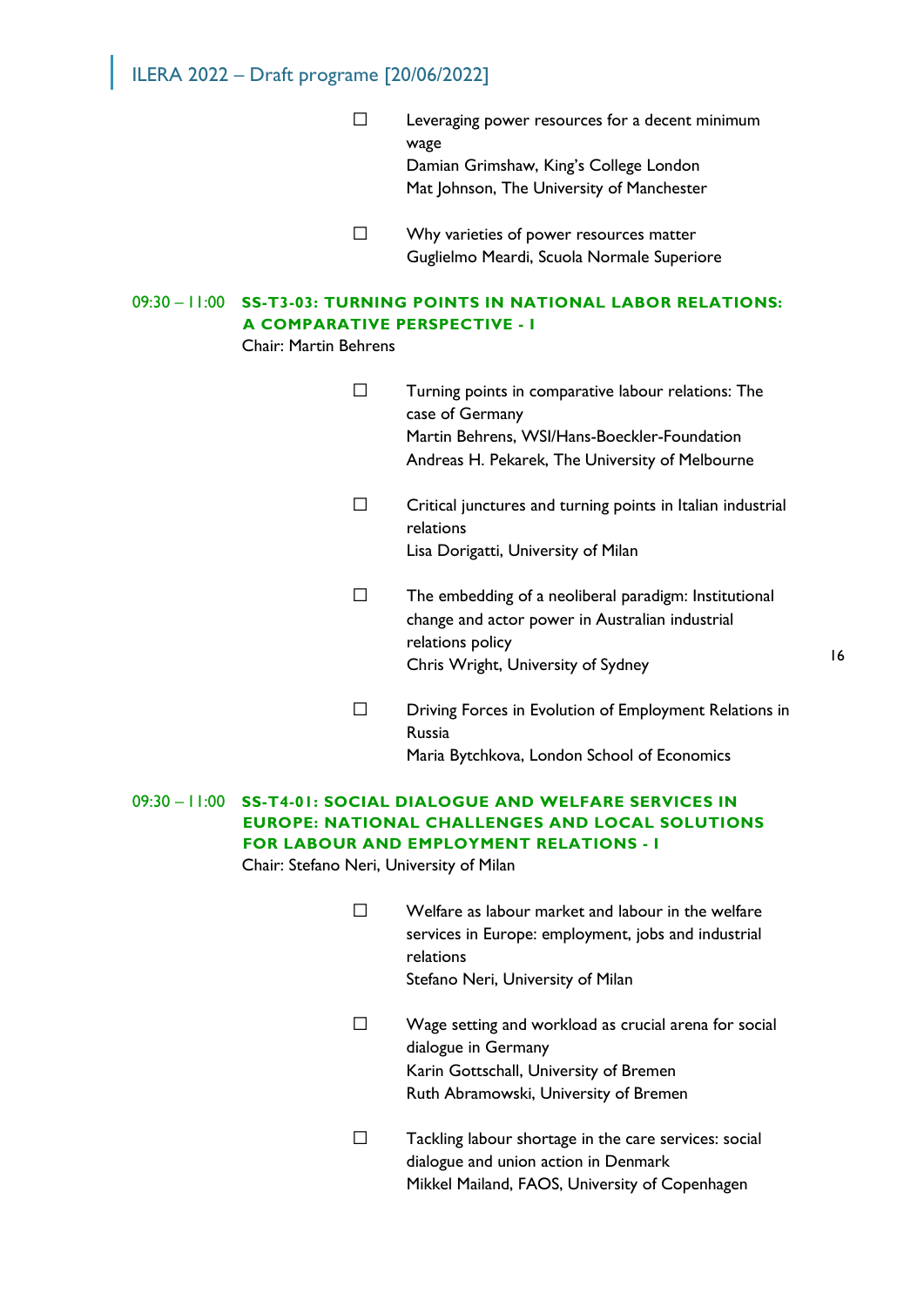- ☐ Leveraging power resources for a decent minimum wage
  Damian Grimshaw, King's College London
  Mat Johnson, The University of Manchester

- ☐ Why varieties of power resources matter
  Guglielmo Meardi, Scuola Normale Superiore

## 09:30 – 11:00 SS-T3-03: TURNING POINTS IN NATIONAL LABOR RELATIONS: A COMPARATIVE PERSPECTIVE - I

Chair: Martin Behrens

- ☐ Turning points in comparative labour relations: The case of Germany
  Martin Behrens, WSI/Hans-Boeckler-Foundation
  Andreas H. Pekarek, The University of Melbourne

- ☐ Critical junctures and turning points in Italian industrial relations
  Lisa Dorigatti, University of Milan

- ☐ The embedding of a neoliberal paradigm: Institutional change and actor power in Australian industrial relations policy
  Chris Wright, University of Sydney

- ☐ Driving Forces in Evolution of Employment Relations in Russia
  Maria Bytchkova, London School of Economics

## 09:30 – 11:00 SS-T4-01: SOCIAL DIALOGUE AND WELFARE SERVICES IN EUROPE: NATIONAL CHALLENGES AND LOCAL SOLUTIONS FOR LABOUR AND EMPLOYMENT RELATIONS - I

Chair: Stefano Neri, University of Milan

- ☐ Welfare as labour market and labour in the welfare services in Europe: employment, jobs and industrial relations
  Stefano Neri, University of Milan

- ☐ Wage setting and workload as crucial arena for social dialogue in Germany
  Karin Gottschall, University of Bremen
  Ruth Abramowski, University of Bremen

- ☐ Tackling labour shortage in the care services: social dialogue and union action in Denmark
  Mikkel Mailand, FAOS, University of Copenhagen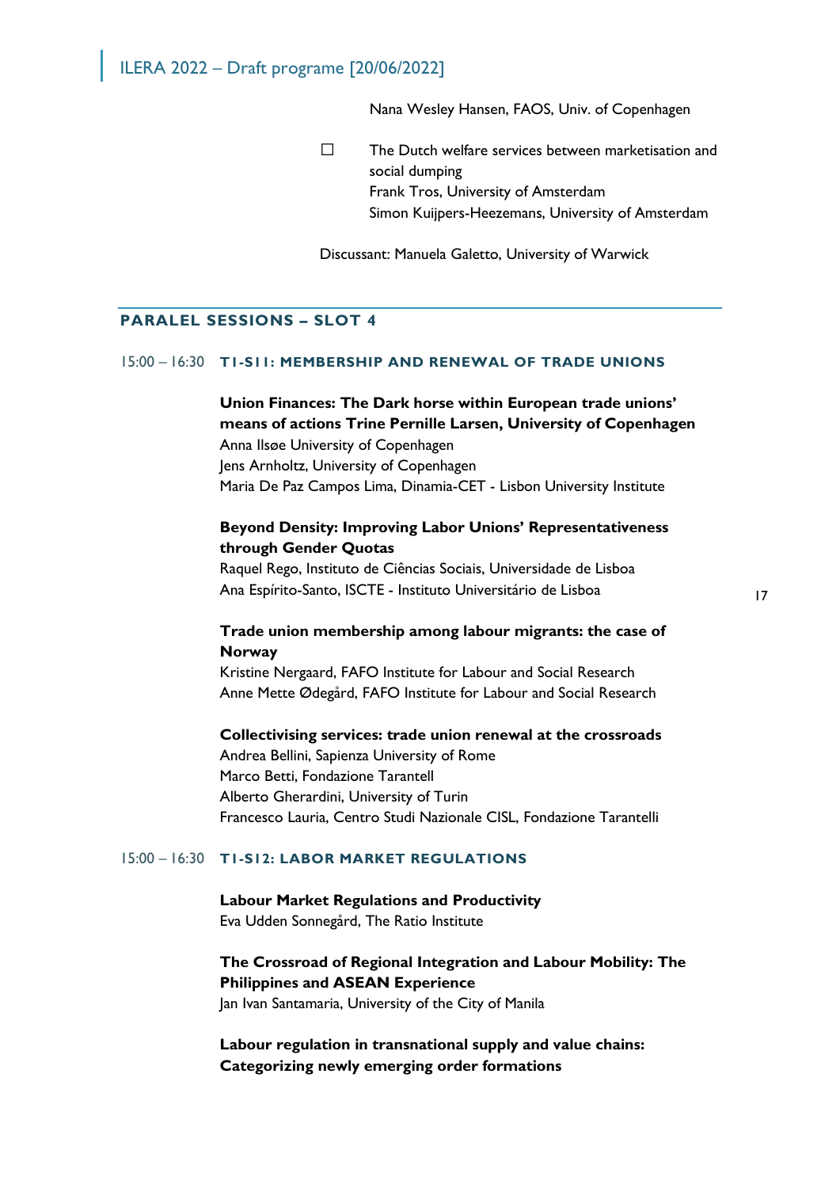Nana Wesley Hansen, FAOS, Univ. of Copenhagen

- ☐ The Dutch welfare services between marketisation and social dumping
  Frank Tros, University of Amsterdam
  Simon Kuijpers-Heezemans, University of Amsterdam

Discussant: Manuela Galetto, University of Warwick

## PARALEL SESSIONS – SLOT 4

### 15:00 – 16:30 T1-S11: MEMBERSHIP AND RENEWAL OF TRADE UNIONS

**Union Finances: The Dark horse within European trade unions' means of actions Trine Pernille Larsen, University of Copenhagen**
Anna Ilsøe University of Copenhagen
Jens Arnholtz, University of Copenhagen
Maria De Paz Campos Lima, Dinamia-CET - Lisbon University Institute

**Beyond Density: Improving Labor Unions' Representativeness through Gender Quotas**
Raquel Rego, Instituto de Ciências Sociais, Universidade de Lisboa
Ana Espírito-Santo, ISCTE - Instituto Universitário de Lisboa

**Trade union membership among labour migrants: the case of Norway**
Kristine Nergaard, FAFO Institute for Labour and Social Research
Anne Mette Ødegård, FAFO Institute for Labour and Social Research

**Collectivising services: trade union renewal at the crossroads**
Andrea Bellini, Sapienza University of Rome
Marco Betti, Fondazione Tarantell
Alberto Gherardini, University of Turin
Francesco Lauria, Centro Studi Nazionale CISL, Fondazione Tarantelli

### 15:00 – 16:30 T1-S12: LABOR MARKET REGULATIONS

**Labour Market Regulations and Productivity**
Eva Udden Sonnegård, The Ratio Institute

**The Crossroad of Regional Integration and Labour Mobility: The Philippines and ASEAN Experience**
Jan Ivan Santamaria, University of the City of Manila

**Labour regulation in transnational supply and value chains: Categorizing newly emerging order formations**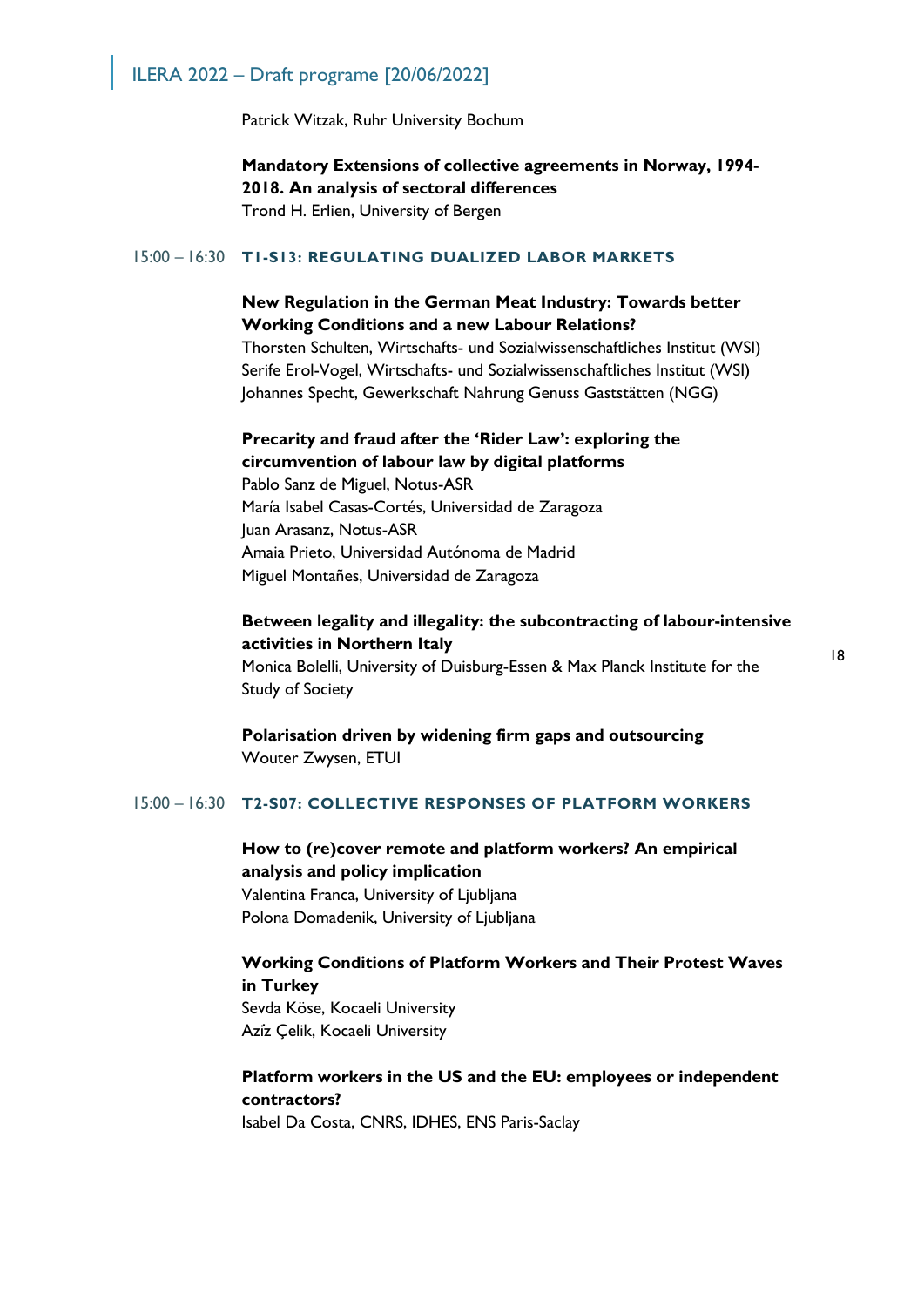Patrick Witzak, Ruhr University Bochum

**Mandatory Extensions of collective agreements in Norway, 1994-2018. An analysis of sectoral differences**
Trond H. Erlien, University of Bergen

### 15:00 – 16:30 T1-S13: REGULATING DUALIZED LABOR MARKETS

**New Regulation in the German Meat Industry: Towards better Working Conditions and a new Labour Relations?**
Thorsten Schulten, Wirtschafts- und Sozialwissenschaftliches Institut (WSI)
Serife Erol-Vogel, Wirtschafts- und Sozialwissenschaftliches Institut (WSI)
Johannes Specht, Gewerkschaft Nahrung Genuss Gaststätten (NGG)

**Precarity and fraud after the 'Rider Law': exploring the circumvention of labour law by digital platforms**
Pablo Sanz de Miguel, Notus-ASR
María Isabel Casas-Cortés, Universidad de Zaragoza
Juan Arasanz, Notus-ASR
Amaia Prieto, Universidad Autónoma de Madrid
Miguel Montañes, Universidad de Zaragoza

**Between legality and illegality: the subcontracting of labour-intensive activities in Northern Italy**
Monica Bolelli, University of Duisburg-Essen & Max Planck Institute for the Study of Society

**Polarisation driven by widening firm gaps and outsourcing**
Wouter Zwysen, ETUI

### 15:00 – 16:30 T2-S07: COLLECTIVE RESPONSES OF PLATFORM WORKERS

**How to (re)cover remote and platform workers? An empirical analysis and policy implication**
Valentina Franca, University of Ljubljana
Polona Domadenik, University of Ljubljana

**Working Conditions of Platform Workers and Their Protest Waves in Turkey**
Sevda Köse, Kocaeli University
Azíz Çelik, Kocaeli University

**Platform workers in the US and the EU: employees or independent contractors?**
Isabel Da Costa, CNRS, IDHES, ENS Paris-Saclay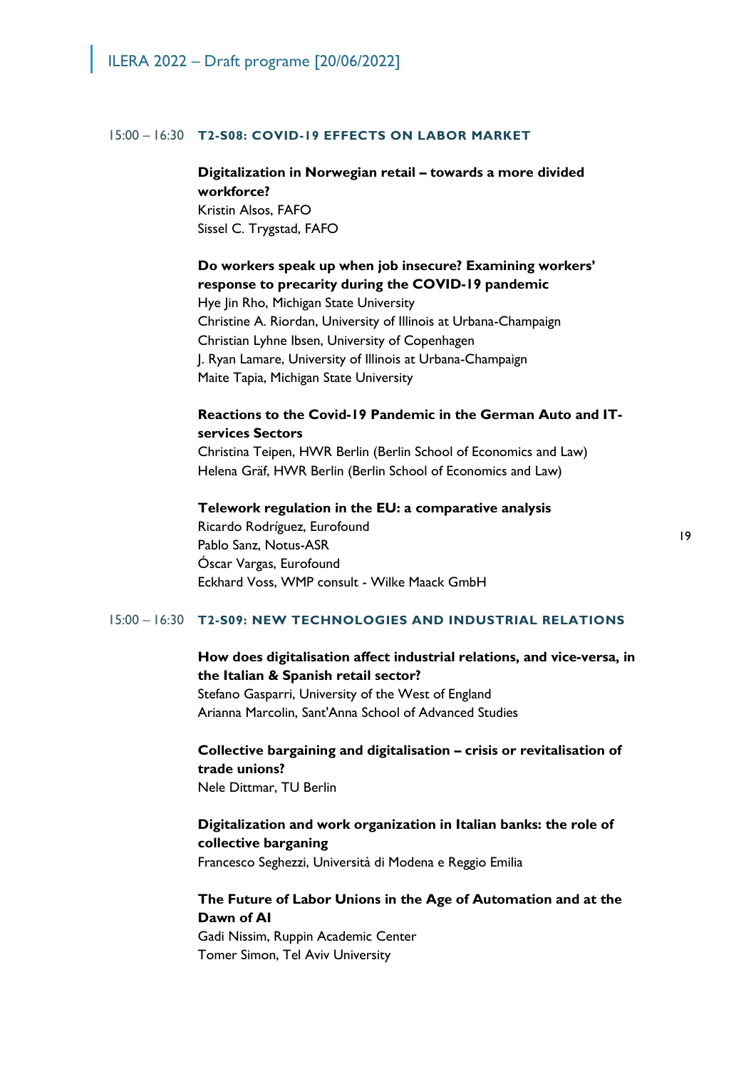15:00 – 16:30 **T2-S08: COVID-19 EFFECTS ON LABOR MARKET**

**Digitalization in Norwegian retail – towards a more divided workforce?**
Kristin Alsos, FAFO
Sissel C. Trygstad, FAFO

**Do workers speak up when job insecure? Examining workers' response to precarity during the COVID-19 pandemic**
Hye Jin Rho, Michigan State University
Christine A. Riordan, University of Illinois at Urbana-Champaign
Christian Lyhne Ibsen, University of Copenhagen
J. Ryan Lamare, University of Illinois at Urbana-Champaign
Maite Tapia, Michigan State University

**Reactions to the Covid-19 Pandemic in the German Auto and IT-services Sectors**
Christina Teipen, HWR Berlin (Berlin School of Economics and Law)
Helena Gräf, HWR Berlin (Berlin School of Economics and Law)

**Telework regulation in the EU: a comparative analysis**
Ricardo Rodríguez, Eurofound
Pablo Sanz, Notus-ASR
Óscar Vargas, Eurofound
Eckhard Voss, WMP consult - Wilke Maack GmbH

15:00 – 16:30 **T2-S09: NEW TECHNOLOGIES AND INDUSTRIAL RELATIONS**

**How does digitalisation affect industrial relations, and vice-versa, in the Italian & Spanish retail sector?**
Stefano Gasparri, University of the West of England
Arianna Marcolin, Sant'Anna School of Advanced Studies

**Collective bargaining and digitalisation – crisis or revitalisation of trade unions?**
Nele Dittmar, TU Berlin

**Digitalization and work organization in Italian banks: the role of collective barganing**
Francesco Seghezzi, Università di Modena e Reggio Emilia

**The Future of Labor Unions in the Age of Automation and at the Dawn of AI**
Gadi Nissim, Ruppin Academic Center
Tomer Simon, Tel Aviv University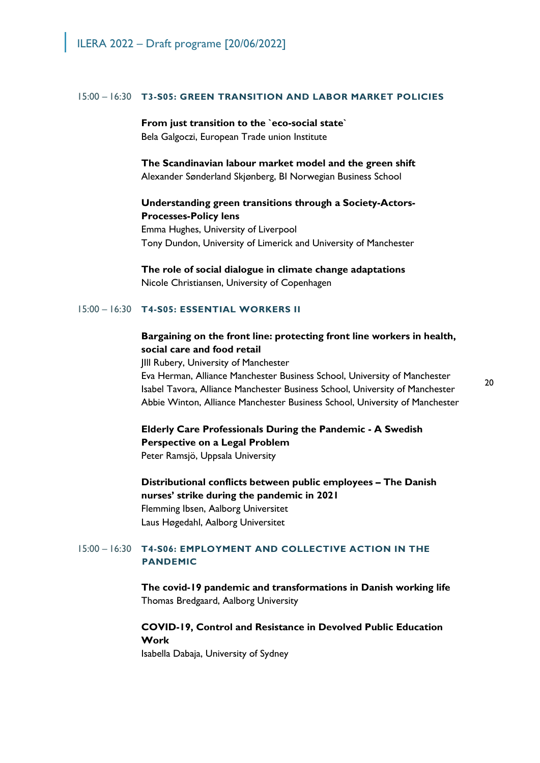15:00 – 16:30 **T3-S05: GREEN TRANSITION AND LABOR MARKET POLICIES**

**From just transition to the `eco-social state`**
Bela Galgoczi, European Trade union Institute

**The Scandinavian labour market model and the green shift**
Alexander Sønderland Skjønberg, BI Norwegian Business School

**Understanding green transitions through a Society-Actors-Processes-Policy lens**
Emma Hughes, University of Liverpool
Tony Dundon, University of Limerick and University of Manchester

**The role of social dialogue in climate change adaptations**
Nicole Christiansen, University of Copenhagen

15:00 – 16:30 **T4-S05: ESSENTIAL WORKERS II**

**Bargaining on the front line: protecting front line workers in health, social care and food retail**
JIll Rubery, University of Manchester
Eva Herman, Alliance Manchester Business School, University of Manchester
Isabel Tavora, Alliance Manchester Business School, University of Manchester
Abbie Winton, Alliance Manchester Business School, University of Manchester

**Elderly Care Professionals During the Pandemic - A Swedish Perspective on a Legal Problem**
Peter Ramsjö, Uppsala University

**Distributional conflicts between public employees – The Danish nurses' strike during the pandemic in 2021**
Flemming Ibsen, Aalborg Universitet
Laus Høgedahl, Aalborg Universitet

15:00 – 16:30 **T4-S06: EMPLOYMENT AND COLLECTIVE ACTION IN THE PANDEMIC**

**The covid-19 pandemic and transformations in Danish working life**
Thomas Bredgaard, Aalborg University

**COVID-19, Control and Resistance in Devolved Public Education Work**
Isabella Dabaja, University of Sydney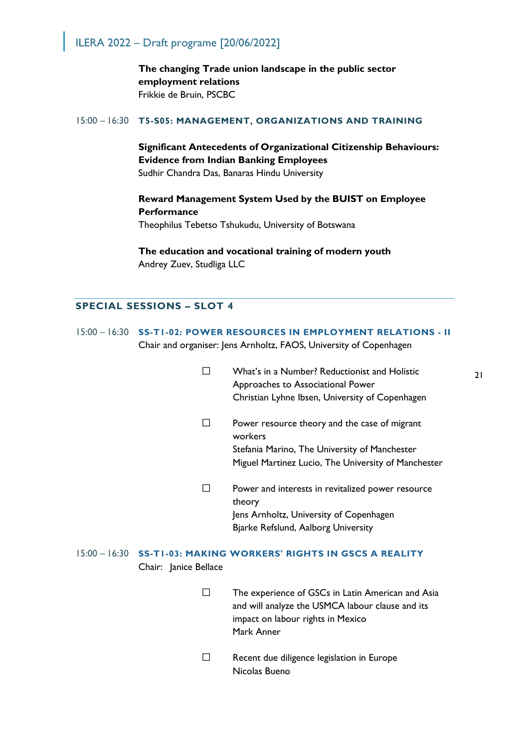**The changing Trade union landscape in the public sector employment relations**
Frikkie de Bruin, PSCBC

15:00 – 16:30 **T5-S05: MANAGEMENT, ORGANIZATIONS AND TRAINING**

**Significant Antecedents of Organizational Citizenship Behaviours: Evidence from Indian Banking Employees**
Sudhir Chandra Das, Banaras Hindu University

**Reward Management System Used by the BUIST on Employee Performance**
Theophilus Tebetso Tshukudu, University of Botswana

**The education and vocational training of modern youth**
Andrey Zuev, Studliga LLC

## SPECIAL SESSIONS – SLOT 4

15:00 – 16:30 **SS-T1-02: POWER RESOURCES IN EMPLOYMENT RELATIONS - II**
Chair and organiser: Jens Arnholtz, FAOS, University of Copenhagen

- ☐ What's in a Number? Reductionist and Holistic Approaches to Associational Power
  Christian Lyhne Ibsen, University of Copenhagen
- ☐ Power resource theory and the case of migrant workers
  Stefania Marino, The University of Manchester
  Miguel Martinez Lucio, The University of Manchester
- ☐ Power and interests in revitalized power resource theory
  Jens Arnholtz, University of Copenhagen
  Bjarke Refslund, Aalborg University

15:00 – 16:30 **SS-T1-03: MAKING WORKERS' RIGHTS IN GSCS A REALITY**
Chair: Janice Bellace

- ☐ The experience of GSCs in Latin American and Asia and will analyze the USMCA labour clause and its impact on labour rights in Mexico
  Mark Anner
- ☐ Recent due diligence legislation in Europe
  Nicolas Bueno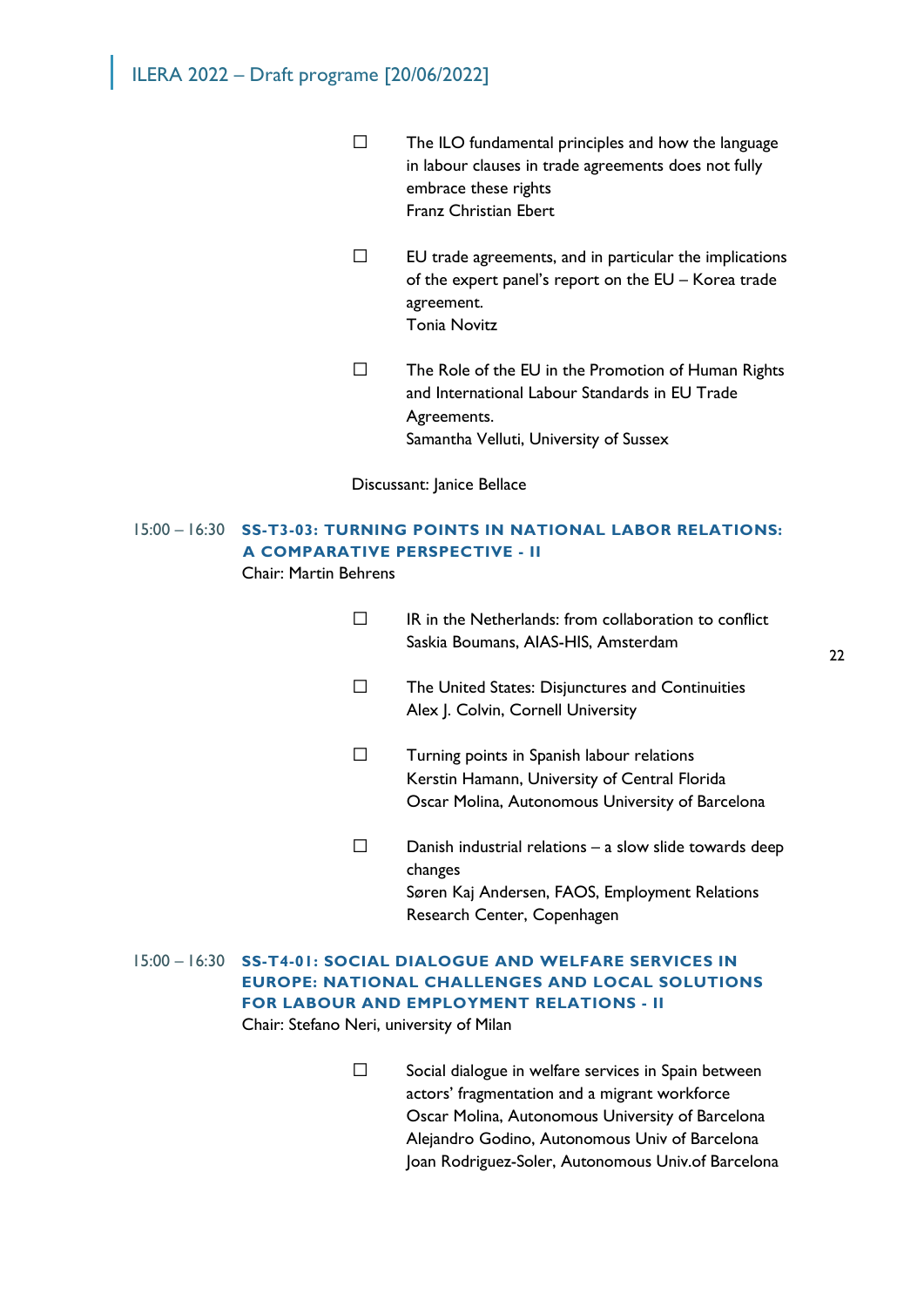- The ILO fundamental principles and how the language in labour clauses in trade agreements does not fully embrace these rights
  Franz Christian Ebert

- EU trade agreements, and in particular the implications of the expert panel's report on the EU – Korea trade agreement.
  Tonia Novitz

- The Role of the EU in the Promotion of Human Rights and International Labour Standards in EU Trade Agreements.
  Samantha Velluti, University of Sussex

Discussant: Janice Bellace

15:00 – 16:30 **SS-T3-03: TURNING POINTS IN NATIONAL LABOR RELATIONS: A COMPARATIVE PERSPECTIVE - II**
Chair: Martin Behrens

- IR in the Netherlands: from collaboration to conflict
  Saskia Boumans, AIAS-HIS, Amsterdam

- The United States: Disjunctures and Continuities
  Alex J. Colvin, Cornell University

- Turning points in Spanish labour relations
  Kerstin Hamann, University of Central Florida
  Oscar Molina, Autonomous University of Barcelona

- Danish industrial relations – a slow slide towards deep changes
  Søren Kaj Andersen, FAOS, Employment Relations Research Center, Copenhagen

15:00 – 16:30 **SS-T4-01: SOCIAL DIALOGUE AND WELFARE SERVICES IN EUROPE: NATIONAL CHALLENGES AND LOCAL SOLUTIONS FOR LABOUR AND EMPLOYMENT RELATIONS - II**
Chair: Stefano Neri, university of Milan

- Social dialogue in welfare services in Spain between actors' fragmentation and a migrant workforce
  Oscar Molina, Autonomous University of Barcelona
  Alejandro Godino, Autonomous Univ of Barcelona
  Joan Rodriguez-Soler, Autonomous Univ.of Barcelona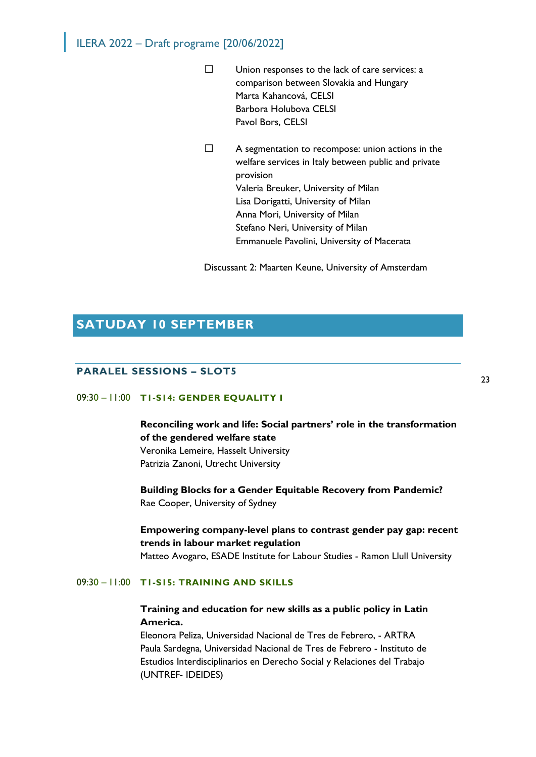- Union responses to the lack of care services: a comparison between Slovakia and Hungary
  Marta Kahancová, CELSI
  Barbora Holubova CELSI
  Pavol Bors, CELSI

- A segmentation to recompose: union actions in the welfare services in Italy between public and private provision
  Valeria Breuker, University of Milan
  Lisa Dorigatti, University of Milan
  Anna Mori, University of Milan
  Stefano Neri, University of Milan
  Emmanuele Pavolini, University of Macerata

Discussant 2: Maarten Keune, University of Amsterdam

# SATUDAY 10 SEPTEMBER

## PARALEL SESSIONS – SLOT5

### 09:30 – 11:00 T1-S14: GENDER EQUALITY I

**Reconciling work and life: Social partners' role in the transformation of the gendered welfare state**
Veronika Lemeire, Hasselt University
Patrizia Zanoni, Utrecht University

**Building Blocks for a Gender Equitable Recovery from Pandemic?**
Rae Cooper, University of Sydney

**Empowering company-level plans to contrast gender pay gap: recent trends in labour market regulation**
Matteo Avogaro, ESADE Institute for Labour Studies - Ramon Llull University

### 09:30 – 11:00 T1-S15: TRAINING AND SKILLS

**Training and education for new skills as a public policy in Latin America.**
Eleonora Peliza, Universidad Nacional de Tres de Febrero, - ARTRA
Paula Sardegna, Universidad Nacional de Tres de Febrero - Instituto de Estudios Interdisciplinarios en Derecho Social y Relaciones del Trabajo (UNTREF- IDEIDES)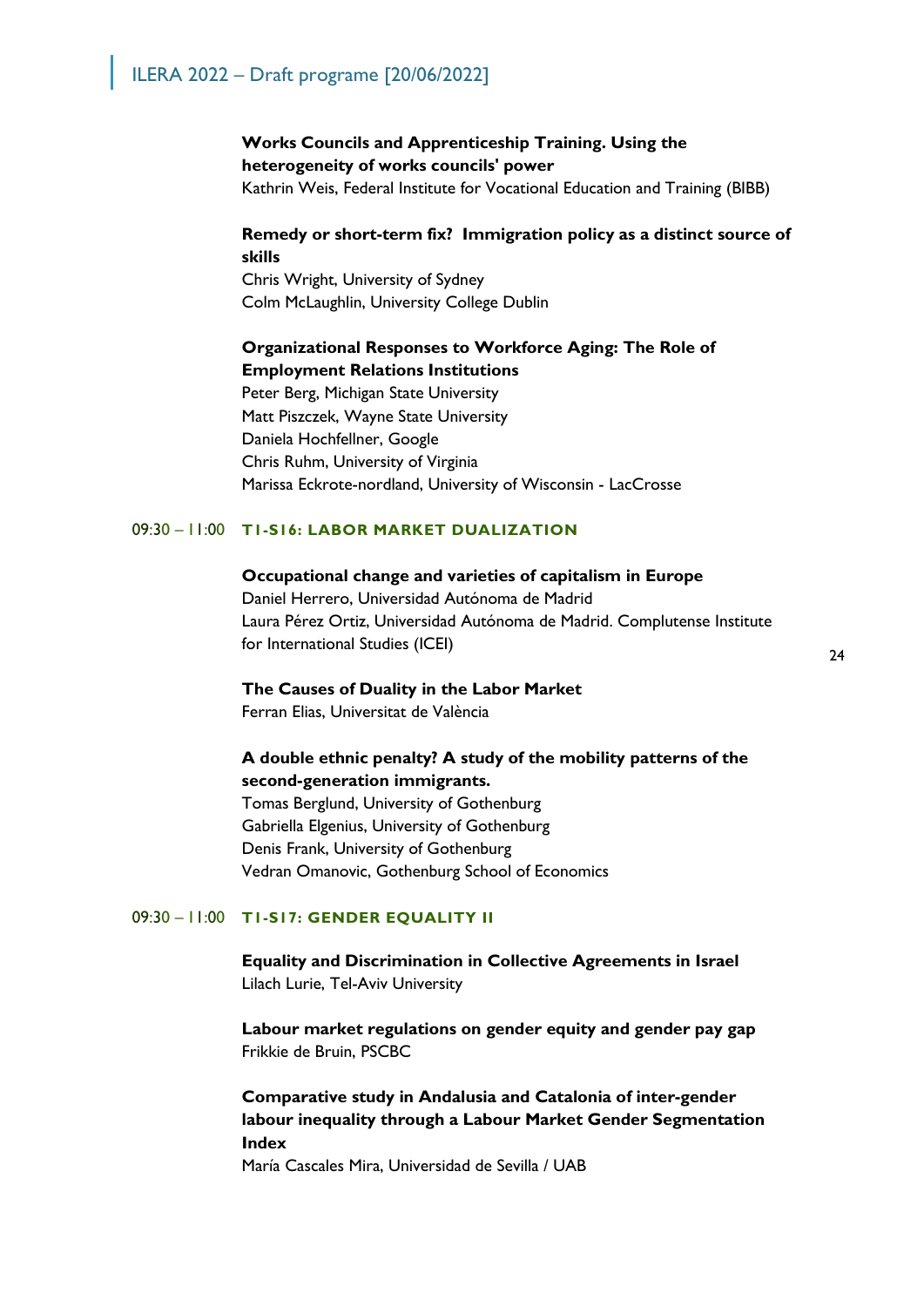**Works Councils and Apprenticeship Training. Using the heterogeneity of works councils' power**
Kathrin Weis, Federal Institute for Vocational Education and Training (BIBB)

**Remedy or short-term fix? Immigration policy as a distinct source of skills**
Chris Wright, University of Sydney
Colm McLaughlin, University College Dublin

**Organizational Responses to Workforce Aging: The Role of Employment Relations Institutions**
Peter Berg, Michigan State University
Matt Piszczek, Wayne State University
Daniela Hochfellner, Google
Chris Ruhm, University of Virginia
Marissa Eckrote-nordland, University of Wisconsin - LacCrosse

09:30 – 11:00 **T1-S16: LABOR MARKET DUALIZATION**

**Occupational change and varieties of capitalism in Europe**
Daniel Herrero, Universidad Autónoma de Madrid
Laura Pérez Ortiz, Universidad Autónoma de Madrid. Complutense Institute for International Studies (ICEI)

**The Causes of Duality in the Labor Market**
Ferran Elias, Universitat de València

**A double ethnic penalty? A study of the mobility patterns of the second-generation immigrants.**
Tomas Berglund, University of Gothenburg
Gabriella Elgenius, University of Gothenburg
Denis Frank, University of Gothenburg
Vedran Omanovic, Gothenburg School of Economics

09:30 – 11:00 **T1-S17: GENDER EQUALITY II**

**Equality and Discrimination in Collective Agreements in Israel**
Lilach Lurie, Tel-Aviv University

**Labour market regulations on gender equity and gender pay gap**
Frikkie de Bruin, PSCBC

**Comparative study in Andalusia and Catalonia of inter-gender labour inequality through a Labour Market Gender Segmentation Index**
María Cascales Mira, Universidad de Sevilla / UAB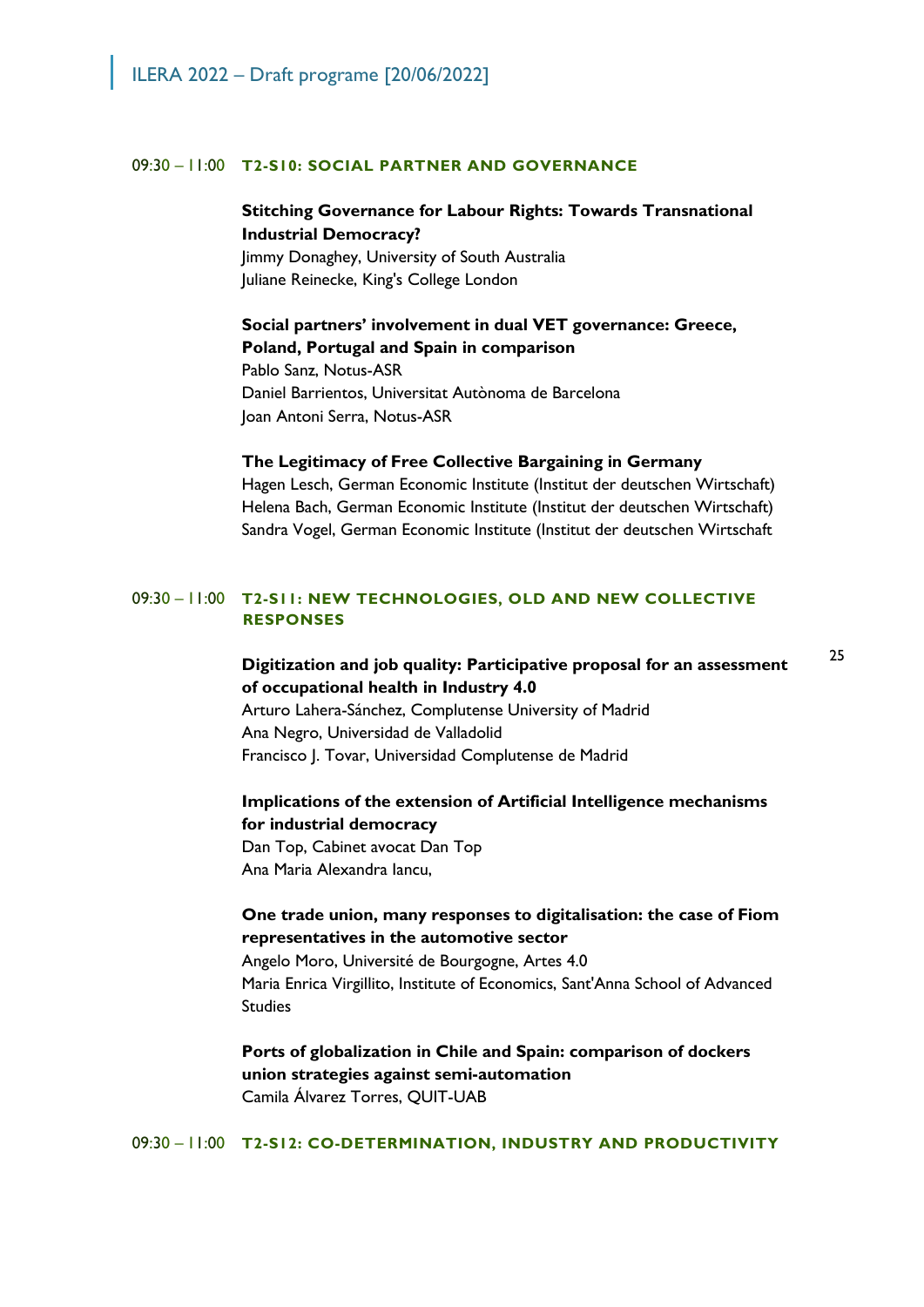09:30 – 11:00 **T2-S10: SOCIAL PARTNER AND GOVERNANCE**

**Stitching Governance for Labour Rights: Towards Transnational Industrial Democracy?**
Jimmy Donaghey, University of South Australia
Juliane Reinecke, King's College London

**Social partners' involvement in dual VET governance: Greece, Poland, Portugal and Spain in comparison**
Pablo Sanz, Notus-ASR
Daniel Barrientos, Universitat Autònoma de Barcelona
Joan Antoni Serra, Notus-ASR

**The Legitimacy of Free Collective Bargaining in Germany**
Hagen Lesch, German Economic Institute (Institut der deutschen Wirtschaft)
Helena Bach, German Economic Institute (Institut der deutschen Wirtschaft)
Sandra Vogel, German Economic Institute (Institut der deutschen Wirtschaft

09:30 – 11:00 **T2-S11: NEW TECHNOLOGIES, OLD AND NEW COLLECTIVE RESPONSES**

**Digitization and job quality: Participative proposal for an assessment of occupational health in Industry 4.0**
Arturo Lahera-Sánchez, Complutense University of Madrid
Ana Negro, Universidad de Valladolid
Francisco J. Tovar, Universidad Complutense de Madrid

**Implications of the extension of Artificial Intelligence mechanisms for industrial democracy**
Dan Top, Cabinet avocat Dan Top
Ana Maria Alexandra Iancu,

**One trade union, many responses to digitalisation: the case of Fiom representatives in the automotive sector**
Angelo Moro, Université de Bourgogne, Artes 4.0
Maria Enrica Virgillito, Institute of Economics, Sant'Anna School of Advanced Studies

**Ports of globalization in Chile and Spain: comparison of dockers union strategies against semi-automation**
Camila Álvarez Torres, QUIT-UAB

09:30 – 11:00 **T2-S12: CO-DETERMINATION, INDUSTRY AND PRODUCTIVITY**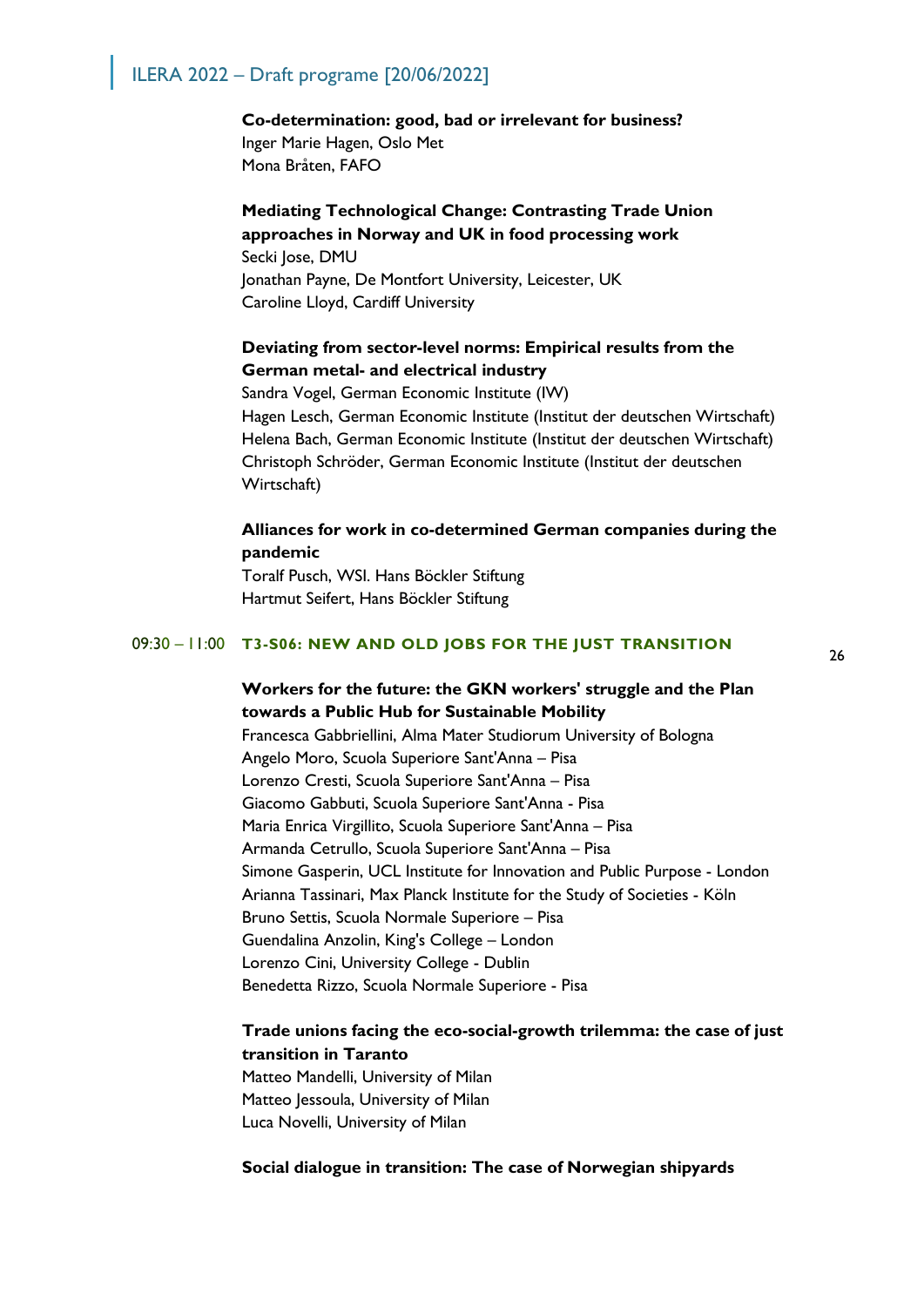**Co-determination: good, bad or irrelevant for business?**
Inger Marie Hagen, Oslo Met
Mona Bråten, FAFO

**Mediating Technological Change: Contrasting Trade Union approaches in Norway and UK in food processing work**
Secki Jose, DMU
Jonathan Payne, De Montfort University, Leicester, UK
Caroline Lloyd, Cardiff University

**Deviating from sector-level norms: Empirical results from the German metal- and electrical industry**
Sandra Vogel, German Economic Institute (IW)
Hagen Lesch, German Economic Institute (Institut der deutschen Wirtschaft)
Helena Bach, German Economic Institute (Institut der deutschen Wirtschaft)
Christoph Schröder, German Economic Institute (Institut der deutschen Wirtschaft)

**Alliances for work in co-determined German companies during the pandemic**
Toralf Pusch, WSI. Hans Böckler Stiftung
Hartmut Seifert, Hans Böckler Stiftung

09:30 – 11:00 **T3-S06: NEW AND OLD JOBS FOR THE JUST TRANSITION**

**Workers for the future: the GKN workers' struggle and the Plan towards a Public Hub for Sustainable Mobility**
Francesca Gabbriellini, Alma Mater Studiorum University of Bologna
Angelo Moro, Scuola Superiore Sant'Anna – Pisa
Lorenzo Cresti, Scuola Superiore Sant'Anna – Pisa
Giacomo Gabbuti, Scuola Superiore Sant'Anna - Pisa
Maria Enrica Virgillito, Scuola Superiore Sant'Anna – Pisa
Armanda Cetrullo, Scuola Superiore Sant'Anna – Pisa
Simone Gasperin, UCL Institute for Innovation and Public Purpose - London
Arianna Tassinari, Max Planck Institute for the Study of Societies - Köln
Bruno Settis, Scuola Normale Superiore – Pisa
Guendalina Anzolin, King's College – London
Lorenzo Cini, University College - Dublin
Benedetta Rizzo, Scuola Normale Superiore - Pisa

**Trade unions facing the eco-social-growth trilemma: the case of just transition in Taranto**
Matteo Mandelli, University of Milan
Matteo Jessoula, University of Milan
Luca Novelli, University of Milan

**Social dialogue in transition: The case of Norwegian shipyards**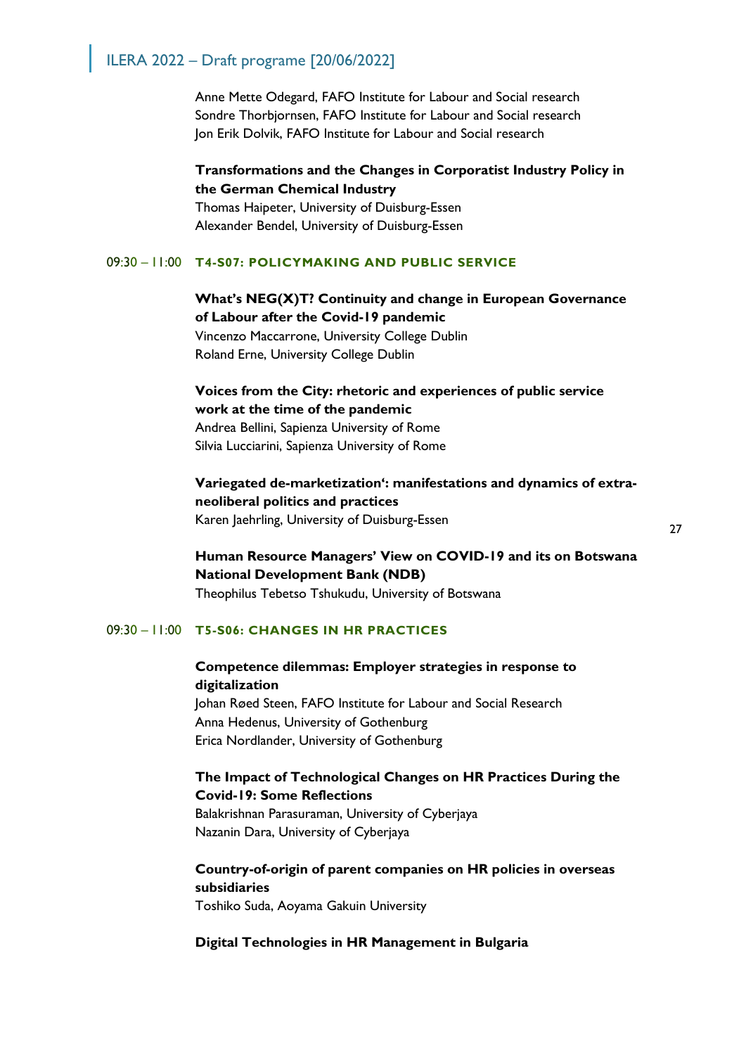Anne Mette Odegard, FAFO Institute for Labour and Social research
Sondre Thorbjornsen, FAFO Institute for Labour and Social research
Jon Erik Dolvik, FAFO Institute for Labour and Social research

**Transformations and the Changes in Corporatist Industry Policy in the German Chemical Industry**
Thomas Haipeter, University of Duisburg-Essen
Alexander Bendel, University of Duisburg-Essen

### 09:30 – 11:00 T4-S07: POLICYMAKING AND PUBLIC SERVICE

**What's NEG(X)T? Continuity and change in European Governance of Labour after the Covid-19 pandemic**
Vincenzo Maccarrone, University College Dublin
Roland Erne, University College Dublin

**Voices from the City: rhetoric and experiences of public service work at the time of the pandemic**
Andrea Bellini, Sapienza University of Rome
Silvia Lucciarini, Sapienza University of Rome

**Variegated de-marketization': manifestations and dynamics of extra-neoliberal politics and practices**
Karen Jaehrling, University of Duisburg-Essen

**Human Resource Managers' View on COVID-19 and its on Botswana National Development Bank (NDB)**
Theophilus Tebetso Tshukudu, University of Botswana

### 09:30 – 11:00 T5-S06: CHANGES IN HR PRACTICES

**Competence dilemmas: Employer strategies in response to digitalization**
Johan Røed Steen, FAFO Institute for Labour and Social Research
Anna Hedenus, University of Gothenburg
Erica Nordlander, University of Gothenburg

**The Impact of Technological Changes on HR Practices During the Covid-19: Some Reflections**
Balakrishnan Parasuraman, University of Cyberjaya
Nazanin Dara, University of Cyberjaya

**Country-of-origin of parent companies on HR policies in overseas subsidiaries**
Toshiko Suda, Aoyama Gakuin University

**Digital Technologies in HR Management in Bulgaria**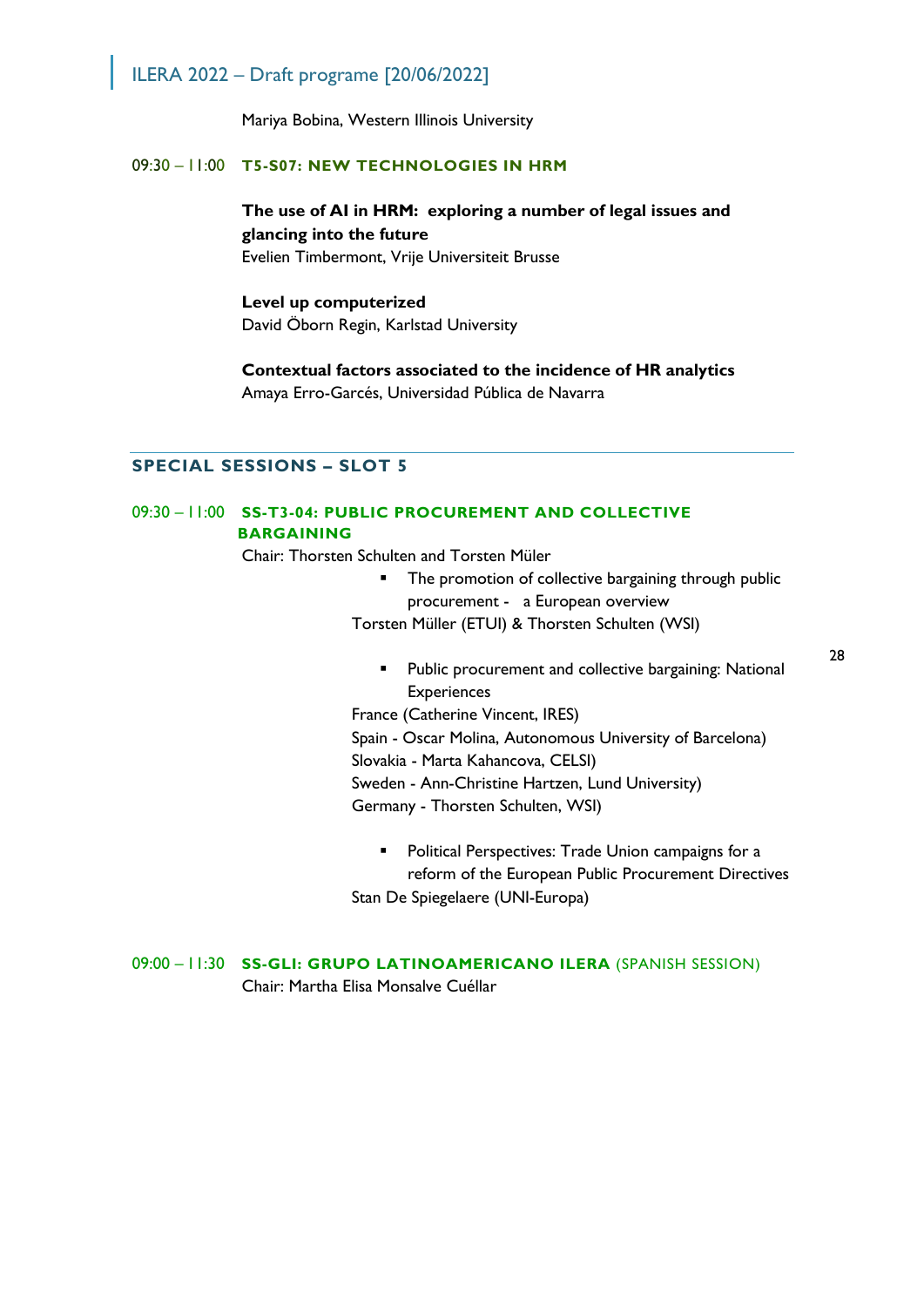Mariya Bobina, Western Illinois University

09:30 – 11:00 **T5-S07: NEW TECHNOLOGIES IN HRM**

**The use of AI in HRM: exploring a number of legal issues and glancing into the future**
Evelien Timbermont, Vrije Universiteit Brusse

**Level up computerized**
David Öborn Regin, Karlstad University

**Contextual factors associated to the incidence of HR analytics**
Amaya Erro-Garcés, Universidad Pública de Navarra

## SPECIAL SESSIONS – SLOT 5

09:30 – 11:00 **SS-T3-04: PUBLIC PROCUREMENT AND COLLECTIVE BARGAINING**

Chair: Thorsten Schulten and Torsten Müler

- The promotion of collective bargaining through public procurement - a European overview

Torsten Müller (ETUI) & Thorsten Schulten (WSI)

- Public procurement and collective bargaining: National Experiences

France (Catherine Vincent, IRES)
Spain - Oscar Molina, Autonomous University of Barcelona)
Slovakia - Marta Kahancova, CELSI)
Sweden - Ann-Christine Hartzen, Lund University)
Germany - Thorsten Schulten, WSI)

- Political Perspectives: Trade Union campaigns for a reform of the European Public Procurement Directives

Stan De Spiegelaere (UNI-Europa)

09:00 – 11:30 **SS-GLI: GRUPO LATINOAMERICANO ILERA** (SPANISH SESSION)

Chair: Martha Elisa Monsalve Cuéllar